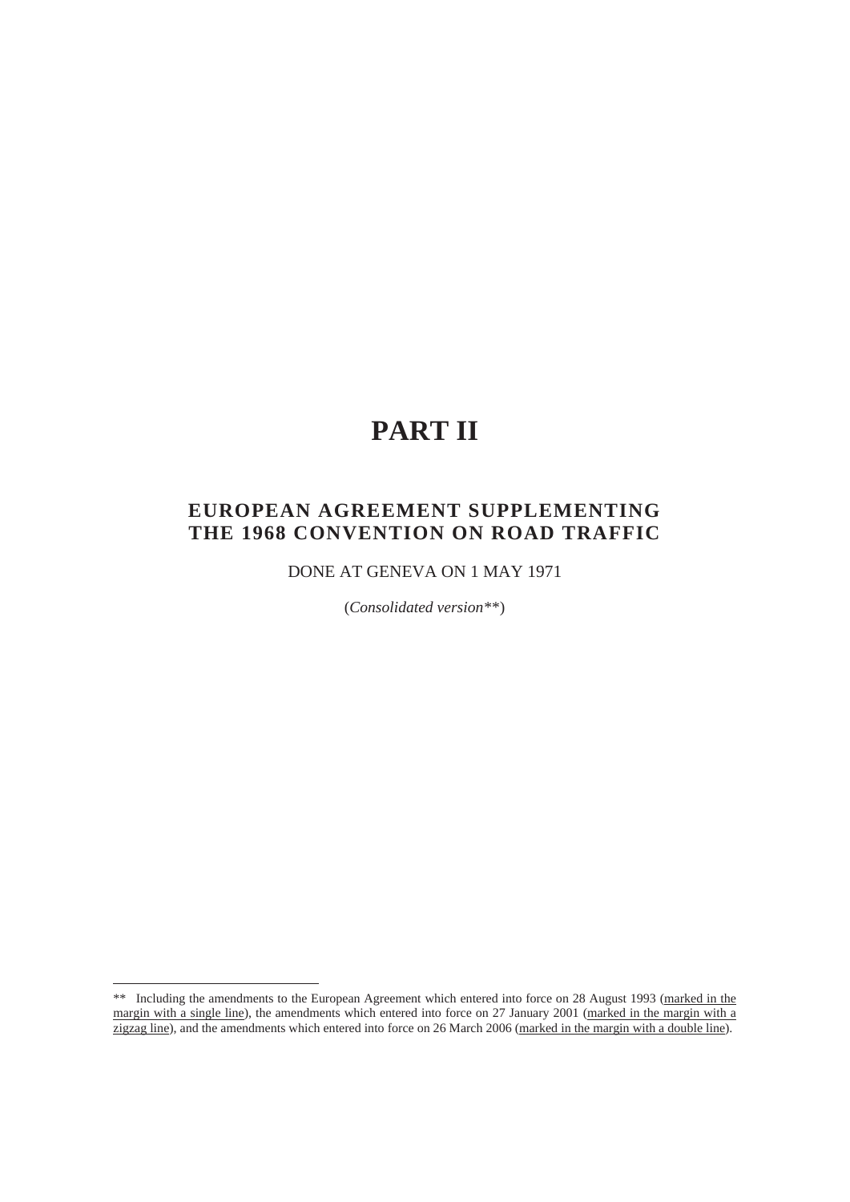# PART II

## EUROPEAN AGREEMENT SUPPLEMENTING THE 1968 CONVENTION ON ROAD TRAFFIC

DONE AT GENEVA ON 1 MAY 1971

(*Consolidated version\*\**)

---

\*\* Including the amendments to the European Agreement which entered into force on 28 August 1993 (marked in the margin with a single line), the amendments which entered into force on 27 January 2001 (marked in the margin with a zigzag line), and the amendments which entered into force on 26 March 2006 (marked in the margin with a double line).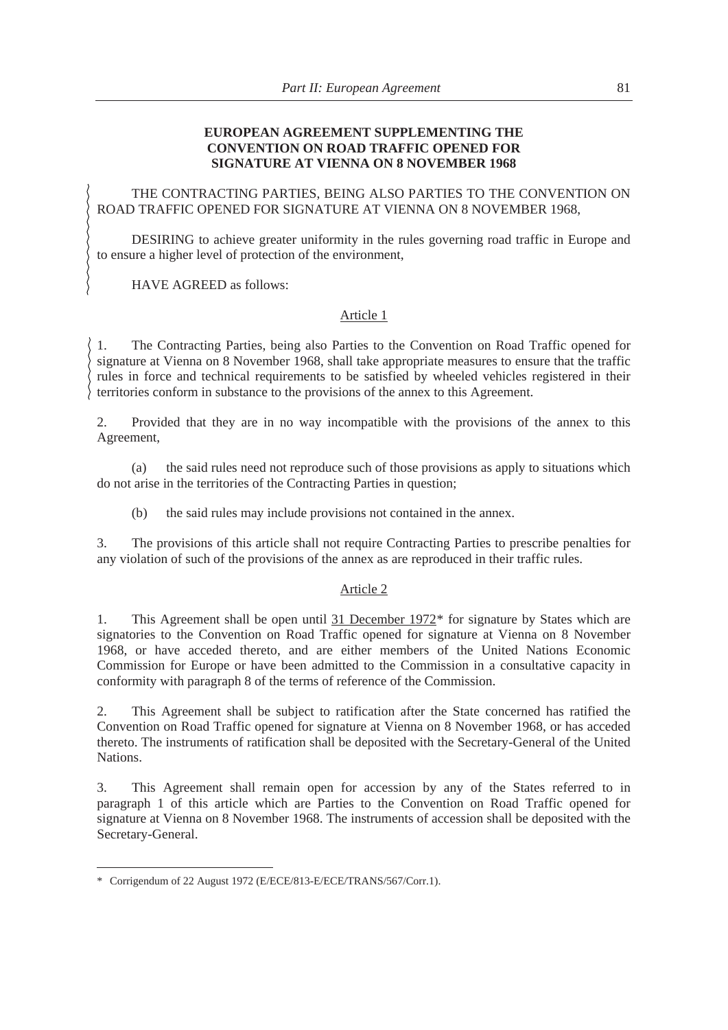**EUROPEAN AGREEMENT SUPPLEMENTING THE CONVENTION ON ROAD TRAFFIC OPENED FOR SIGNATURE AT VIENNA ON 8 NOVEMBER 1968**

THE CONTRACTING PARTIES, BEING ALSO PARTIES TO THE CONVENTION ON ROAD TRAFFIC OPENED FOR SIGNATURE AT VIENNA ON 8 NOVEMBER 1968,

DESIRING to achieve greater uniformity in the rules governing road traffic in Europe and to ensure a higher level of protection of the environment,

HAVE AGREED as follows:

## Article 1

1. The Contracting Parties, being also Parties to the Convention on Road Traffic opened for signature at Vienna on 8 November 1968, shall take appropriate measures to ensure that the traffic rules in force and technical requirements to be satisfied by wheeled vehicles registered in their territories conform in substance to the provisions of the annex to this Agreement.

2. Provided that they are in no way incompatible with the provisions of the annex to this Agreement,

(a) the said rules need not reproduce such of those provisions as apply to situations which do not arise in the territories of the Contracting Parties in question;

(b) the said rules may include provisions not contained in the annex.

3. The provisions of this article shall not require Contracting Parties to prescribe penalties for any violation of such of the provisions of the annex as are reproduced in their traffic rules.

## Article 2

1. This Agreement shall be open until 31 December 1972* for signature by States which are signatories to the Convention on Road Traffic opened for signature at Vienna on 8 November 1968, or have acceded thereto, and are either members of the United Nations Economic Commission for Europe or have been admitted to the Commission in a consultative capacity in conformity with paragraph 8 of the terms of reference of the Commission.

2. This Agreement shall be subject to ratification after the State concerned has ratified the Convention on Road Traffic opened for signature at Vienna on 8 November 1968, or has acceded thereto. The instruments of ratification shall be deposited with the Secretary-General of the United Nations.

3. This Agreement shall remain open for accession by any of the States referred to in paragraph 1 of this article which are Parties to the Convention on Road Traffic opened for signature at Vienna on 8 November 1968. The instruments of accession shall be deposited with the Secretary-General.

---

* Corrigendum of 22 August 1972 (E/ECE/813-E/ECE/TRANS/567/Corr.1).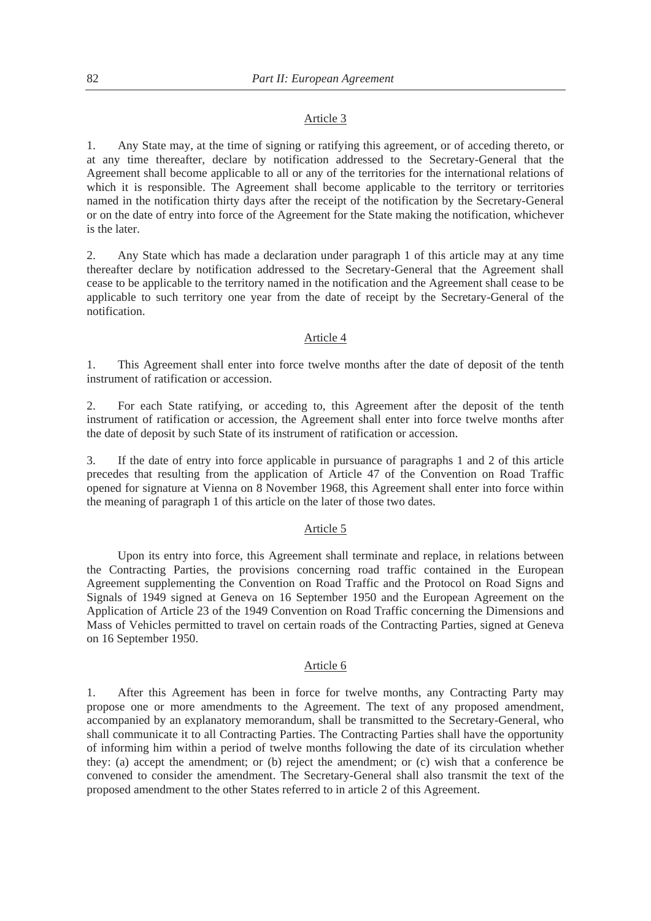### Article 3

1. Any State may, at the time of signing or ratifying this agreement, or of acceding thereto, or at any time thereafter, declare by notification addressed to the Secretary-General that the Agreement shall become applicable to all or any of the territories for the international relations of which it is responsible. The Agreement shall become applicable to the territory or territories named in the notification thirty days after the receipt of the notification by the Secretary-General or on the date of entry into force of the Agreement for the State making the notification, whichever is the later.

2. Any State which has made a declaration under paragraph 1 of this article may at any time thereafter declare by notification addressed to the Secretary-General that the Agreement shall cease to be applicable to the territory named in the notification and the Agreement shall cease to be applicable to such territory one year from the date of receipt by the Secretary-General of the notification.

### Article 4

1. This Agreement shall enter into force twelve months after the date of deposit of the tenth instrument of ratification or accession.

2. For each State ratifying, or acceding to, this Agreement after the deposit of the tenth instrument of ratification or accession, the Agreement shall enter into force twelve months after the date of deposit by such State of its instrument of ratification or accession.

3. If the date of entry into force applicable in pursuance of paragraphs 1 and 2 of this article precedes that resulting from the application of Article 47 of the Convention on Road Traffic opened for signature at Vienna on 8 November 1968, this Agreement shall enter into force within the meaning of paragraph 1 of this article on the later of those two dates.

### Article 5

Upon its entry into force, this Agreement shall terminate and replace, in relations between the Contracting Parties, the provisions concerning road traffic contained in the European Agreement supplementing the Convention on Road Traffic and the Protocol on Road Signs and Signals of 1949 signed at Geneva on 16 September 1950 and the European Agreement on the Application of Article 23 of the 1949 Convention on Road Traffic concerning the Dimensions and Mass of Vehicles permitted to travel on certain roads of the Contracting Parties, signed at Geneva on 16 September 1950.

### Article 6

1. After this Agreement has been in force for twelve months, any Contracting Party may propose one or more amendments to the Agreement. The text of any proposed amendment, accompanied by an explanatory memorandum, shall be transmitted to the Secretary-General, who shall communicate it to all Contracting Parties. The Contracting Parties shall have the opportunity of informing him within a period of twelve months following the date of its circulation whether they: (a) accept the amendment; or (b) reject the amendment; or (c) wish that a conference be convened to consider the amendment. The Secretary-General shall also transmit the text of the proposed amendment to the other States referred to in article 2 of this Agreement.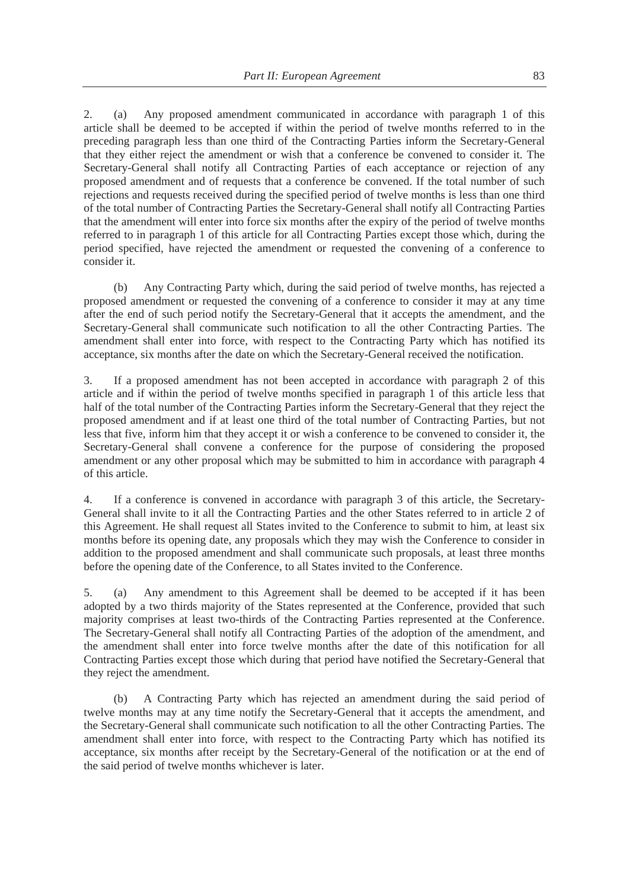2. (a) Any proposed amendment communicated in accordance with paragraph 1 of this article shall be deemed to be accepted if within the period of twelve months referred to in the preceding paragraph less than one third of the Contracting Parties inform the Secretary-General that they either reject the amendment or wish that a conference be convened to consider it. The Secretary-General shall notify all Contracting Parties of each acceptance or rejection of any proposed amendment and of requests that a conference be convened. If the total number of such rejections and requests received during the specified period of twelve months is less than one third of the total number of Contracting Parties the Secretary-General shall notify all Contracting Parties that the amendment will enter into force six months after the expiry of the period of twelve months referred to in paragraph 1 of this article for all Contracting Parties except those which, during the period specified, have rejected the amendment or requested the convening of a conference to consider it.

(b) Any Contracting Party which, during the said period of twelve months, has rejected a proposed amendment or requested the convening of a conference to consider it may at any time after the end of such period notify the Secretary-General that it accepts the amendment, and the Secretary-General shall communicate such notification to all the other Contracting Parties. The amendment shall enter into force, with respect to the Contracting Party which has notified its acceptance, six months after the date on which the Secretary-General received the notification.

3. If a proposed amendment has not been accepted in accordance with paragraph 2 of this article and if within the period of twelve months specified in paragraph 1 of this article less that half of the total number of the Contracting Parties inform the Secretary-General that they reject the proposed amendment and if at least one third of the total number of Contracting Parties, but not less that five, inform him that they accept it or wish a conference to be convened to consider it, the Secretary-General shall convene a conference for the purpose of considering the proposed amendment or any other proposal which may be submitted to him in accordance with paragraph 4 of this article.

4. If a conference is convened in accordance with paragraph 3 of this article, the Secretary-General shall invite to it all the Contracting Parties and the other States referred to in article 2 of this Agreement. He shall request all States invited to the Conference to submit to him, at least six months before its opening date, any proposals which they may wish the Conference to consider in addition to the proposed amendment and shall communicate such proposals, at least three months before the opening date of the Conference, to all States invited to the Conference.

5. (a) Any amendment to this Agreement shall be deemed to be accepted if it has been adopted by a two thirds majority of the States represented at the Conference, provided that such majority comprises at least two-thirds of the Contracting Parties represented at the Conference. The Secretary-General shall notify all Contracting Parties of the adoption of the amendment, and the amendment shall enter into force twelve months after the date of this notification for all Contracting Parties except those which during that period have notified the Secretary-General that they reject the amendment.

(b) A Contracting Party which has rejected an amendment during the said period of twelve months may at any time notify the Secretary-General that it accepts the amendment, and the Secretary-General shall communicate such notification to all the other Contracting Parties. The amendment shall enter into force, with respect to the Contracting Party which has notified its acceptance, six months after receipt by the Secretary-General of the notification or at the end of the said period of twelve months whichever is later.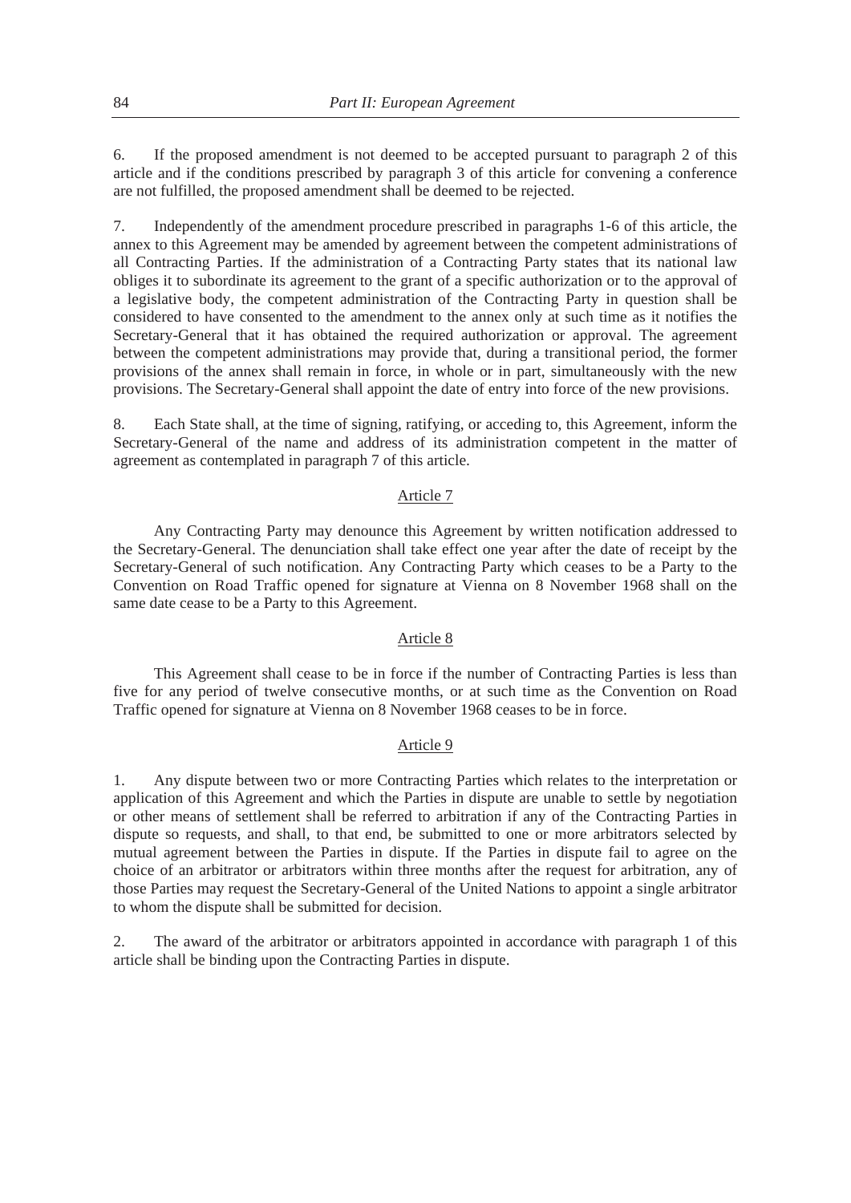6. If the proposed amendment is not deemed to be accepted pursuant to paragraph 2 of this article and if the conditions prescribed by paragraph 3 of this article for convening a conference are not fulfilled, the proposed amendment shall be deemed to be rejected.

7. Independently of the amendment procedure prescribed in paragraphs 1-6 of this article, the annex to this Agreement may be amended by agreement between the competent administrations of all Contracting Parties. If the administration of a Contracting Party states that its national law obliges it to subordinate its agreement to the grant of a specific authorization or to the approval of a legislative body, the competent administration of the Contracting Party in question shall be considered to have consented to the amendment to the annex only at such time as it notifies the Secretary-General that it has obtained the required authorization or approval. The agreement between the competent administrations may provide that, during a transitional period, the former provisions of the annex shall remain in force, in whole or in part, simultaneously with the new provisions. The Secretary-General shall appoint the date of entry into force of the new provisions.

8. Each State shall, at the time of signing, ratifying, or acceding to, this Agreement, inform the Secretary-General of the name and address of its administration competent in the matter of agreement as contemplated in paragraph 7 of this article.

## Article 7

Any Contracting Party may denounce this Agreement by written notification addressed to the Secretary-General. The denunciation shall take effect one year after the date of receipt by the Secretary-General of such notification. Any Contracting Party which ceases to be a Party to the Convention on Road Traffic opened for signature at Vienna on 8 November 1968 shall on the same date cease to be a Party to this Agreement.

## Article 8

This Agreement shall cease to be in force if the number of Contracting Parties is less than five for any period of twelve consecutive months, or at such time as the Convention on Road Traffic opened for signature at Vienna on 8 November 1968 ceases to be in force.

## Article 9

1. Any dispute between two or more Contracting Parties which relates to the interpretation or application of this Agreement and which the Parties in dispute are unable to settle by negotiation or other means of settlement shall be referred to arbitration if any of the Contracting Parties in dispute so requests, and shall, to that end, be submitted to one or more arbitrators selected by mutual agreement between the Parties in dispute. If the Parties in dispute fail to agree on the choice of an arbitrator or arbitrators within three months after the request for arbitration, any of those Parties may request the Secretary-General of the United Nations to appoint a single arbitrator to whom the dispute shall be submitted for decision.

2. The award of the arbitrator or arbitrators appointed in accordance with paragraph 1 of this article shall be binding upon the Contracting Parties in dispute.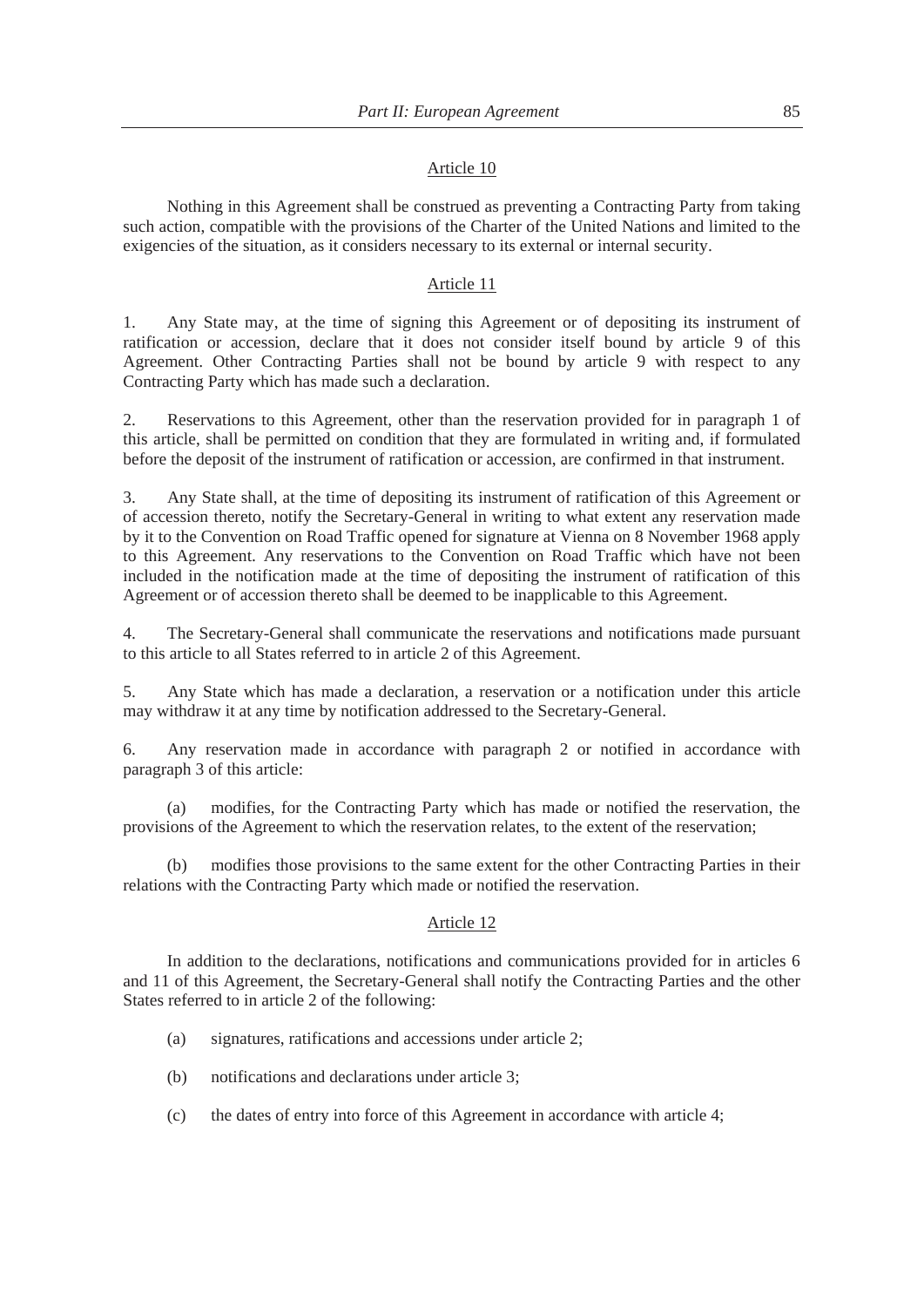## Article 10

Nothing in this Agreement shall be construed as preventing a Contracting Party from taking such action, compatible with the provisions of the Charter of the United Nations and limited to the exigencies of the situation, as it considers necessary to its external or internal security.

## Article 11

1. Any State may, at the time of signing this Agreement or of depositing its instrument of ratification or accession, declare that it does not consider itself bound by article 9 of this Agreement. Other Contracting Parties shall not be bound by article 9 with respect to any Contracting Party which has made such a declaration.

2. Reservations to this Agreement, other than the reservation provided for in paragraph 1 of this article, shall be permitted on condition that they are formulated in writing and, if formulated before the deposit of the instrument of ratification or accession, are confirmed in that instrument.

3. Any State shall, at the time of depositing its instrument of ratification of this Agreement or of accession thereto, notify the Secretary-General in writing to what extent any reservation made by it to the Convention on Road Traffic opened for signature at Vienna on 8 November 1968 apply to this Agreement. Any reservations to the Convention on Road Traffic which have not been included in the notification made at the time of depositing the instrument of ratification of this Agreement or of accession thereto shall be deemed to be inapplicable to this Agreement.

4. The Secretary-General shall communicate the reservations and notifications made pursuant to this article to all States referred to in article 2 of this Agreement.

5. Any State which has made a declaration, a reservation or a notification under this article may withdraw it at any time by notification addressed to the Secretary-General.

6. Any reservation made in accordance with paragraph 2 or notified in accordance with paragraph 3 of this article:

(a) modifies, for the Contracting Party which has made or notified the reservation, the provisions of the Agreement to which the reservation relates, to the extent of the reservation;

(b) modifies those provisions to the same extent for the other Contracting Parties in their relations with the Contracting Party which made or notified the reservation.

## Article 12

In addition to the declarations, notifications and communications provided for in articles 6 and 11 of this Agreement, the Secretary-General shall notify the Contracting Parties and the other States referred to in article 2 of the following:

(a) signatures, ratifications and accessions under article 2;

(b) notifications and declarations under article 3;

(c) the dates of entry into force of this Agreement in accordance with article 4;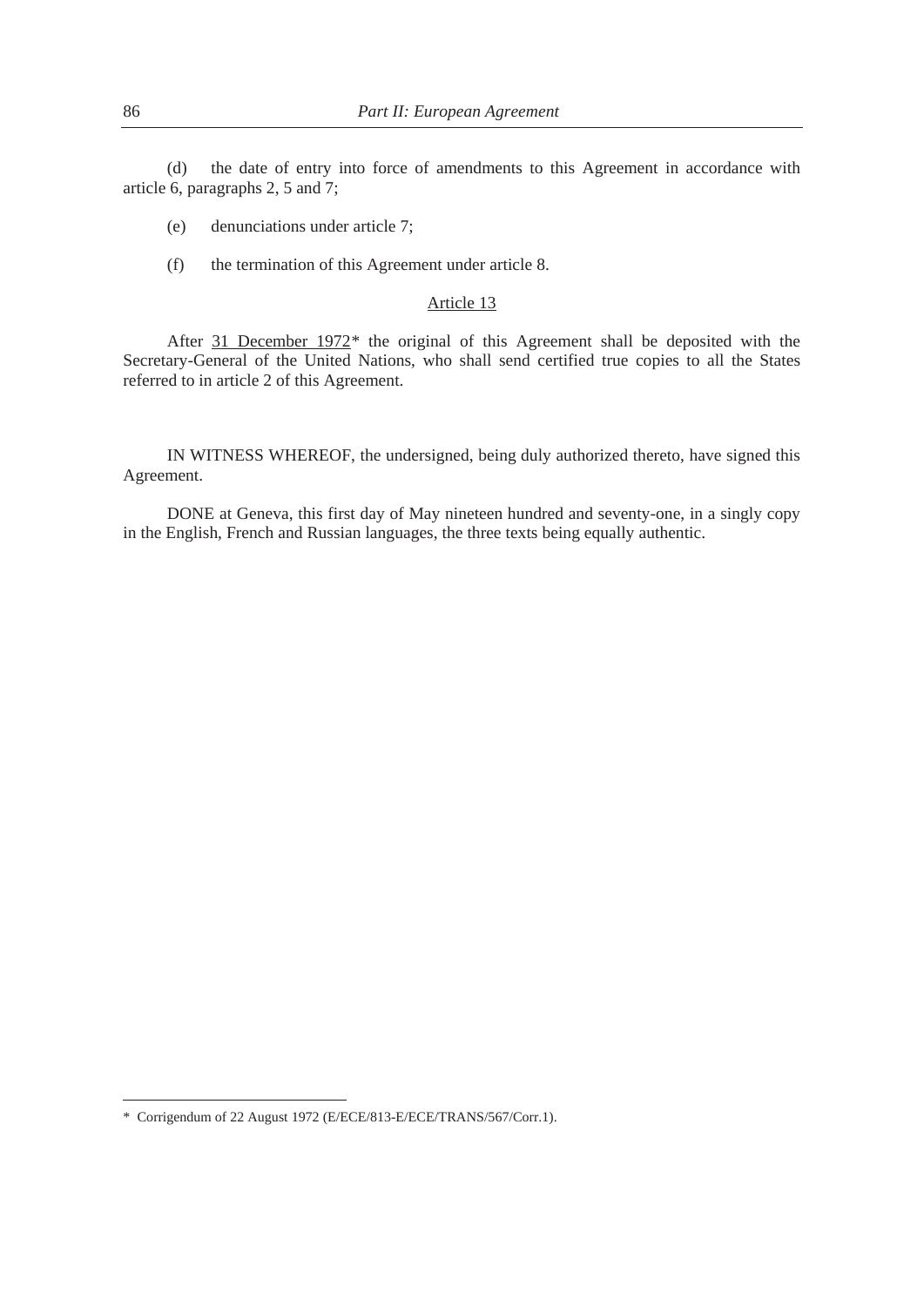(d) the date of entry into force of amendments to this Agreement in accordance with article 6, paragraphs 2, 5 and 7;

(e) denunciations under article 7;

(f) the termination of this Agreement under article 8.

Article 13

After 31 December 1972* the original of this Agreement shall be deposited with the Secretary-General of the United Nations, who shall send certified true copies to all the States referred to in article 2 of this Agreement.

IN WITNESS WHEREOF, the undersigned, being duly authorized thereto, have signed this Agreement.

DONE at Geneva, this first day of May nineteen hundred and seventy-one, in a singly copy in the English, French and Russian languages, the three texts being equally authentic.

---

* Corrigendum of 22 August 1972 (E/ECE/813-E/ECE/TRANS/567/Corr.1).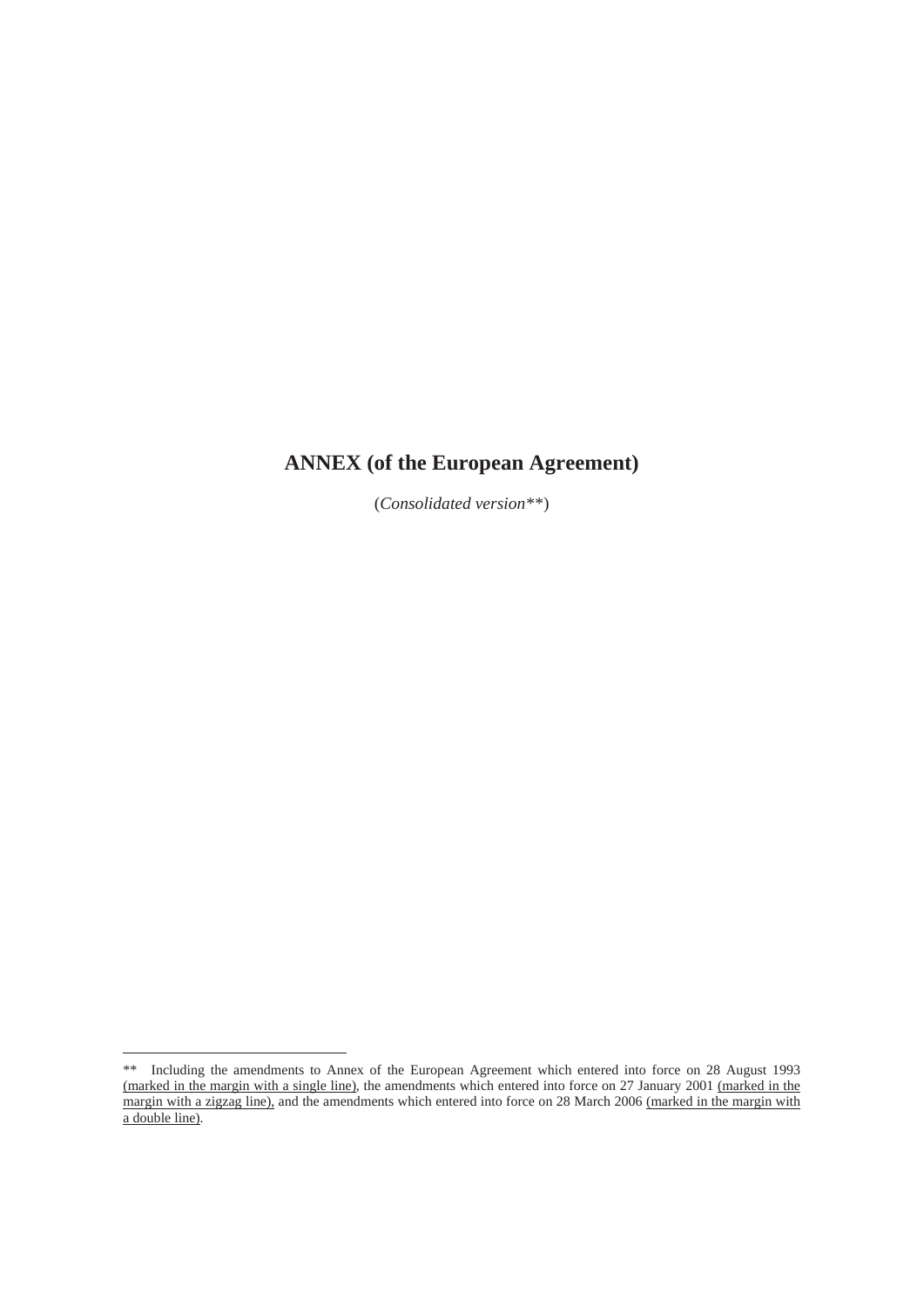# ANNEX (of the European Agreement)

(*Consolidated version\*\**)

\*\* Including the amendments to Annex of the European Agreement which entered into force on 28 August 1993 (marked in the margin with a single line), the amendments which entered into force on 27 January 2001 (marked in the margin with a zigzag line), and the amendments which entered into force on 28 March 2006 (marked in the margin with a double line).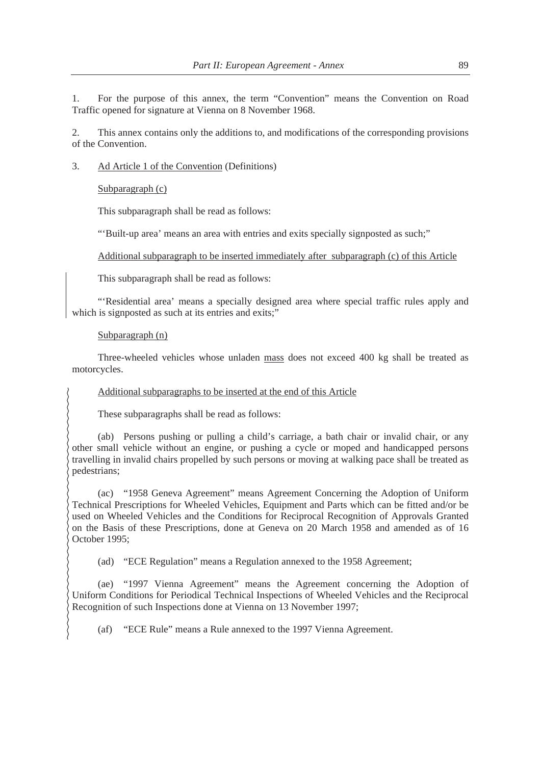1. For the purpose of this annex, the term "Convention" means the Convention on Road Traffic opened for signature at Vienna on 8 November 1968.

2. This annex contains only the additions to, and modifications of the corresponding provisions of the Convention.

3. Ad Article 1 of the Convention (Definitions)

Subparagraph (c)

This subparagraph shall be read as follows:

"'Built-up area' means an area with entries and exits specially signposted as such;"

Additional subparagraph to be inserted immediately after subparagraph (c) of this Article

This subparagraph shall be read as follows:

"'Residential area' means a specially designed area where special traffic rules apply and which is signposted as such at its entries and exits;"

Subparagraph (n)

Three-wheeled vehicles whose unladen mass does not exceed 400 kg shall be treated as motorcycles.

Additional subparagraphs to be inserted at the end of this Article

These subparagraphs shall be read as follows:

(ab) Persons pushing or pulling a child's carriage, a bath chair or invalid chair, or any other small vehicle without an engine, or pushing a cycle or moped and handicapped persons travelling in invalid chairs propelled by such persons or moving at walking pace shall be treated as pedestrians;

(ac) "1958 Geneva Agreement" means Agreement Concerning the Adoption of Uniform Technical Prescriptions for Wheeled Vehicles, Equipment and Parts which can be fitted and/or be used on Wheeled Vehicles and the Conditions for Reciprocal Recognition of Approvals Granted on the Basis of these Prescriptions, done at Geneva on 20 March 1958 and amended as of 16 October 1995;

(ad) "ECE Regulation" means a Regulation annexed to the 1958 Agreement;

(ae) "1997 Vienna Agreement" means the Agreement concerning the Adoption of Uniform Conditions for Periodical Technical Inspections of Wheeled Vehicles and the Reciprocal Recognition of such Inspections done at Vienna on 13 November 1997;

(af) "ECE Rule" means a Rule annexed to the 1997 Vienna Agreement.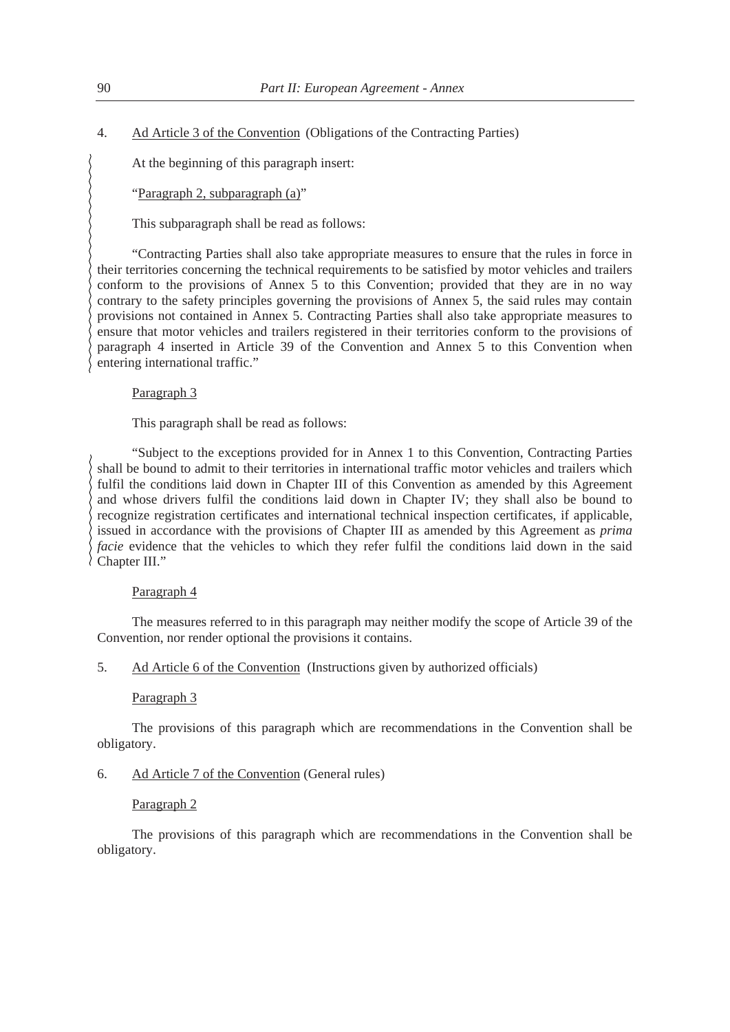4. <u>Ad Article 3 of the Convention</u> (Obligations of the Contracting Parties)

At the beginning of this paragraph insert:

"<u>Paragraph 2, subparagraph (a)</u>"

This subparagraph shall be read as follows:

"Contracting Parties shall also take appropriate measures to ensure that the rules in force in their territories concerning the technical requirements to be satisfied by motor vehicles and trailers conform to the provisions of Annex 5 to this Convention; provided that they are in no way contrary to the safety principles governing the provisions of Annex 5, the said rules may contain provisions not contained in Annex 5. Contracting Parties shall also take appropriate measures to ensure that motor vehicles and trailers registered in their territories conform to the provisions of paragraph 4 inserted in Article 39 of the Convention and Annex 5 to this Convention when entering international traffic."

<u>Paragraph 3</u>

This paragraph shall be read as follows:

"Subject to the exceptions provided for in Annex 1 to this Convention, Contracting Parties shall be bound to admit to their territories in international traffic motor vehicles and trailers which fulfil the conditions laid down in Chapter III of this Convention as amended by this Agreement and whose drivers fulfil the conditions laid down in Chapter IV; they shall also be bound to recognize registration certificates and international technical inspection certificates, if applicable, issued in accordance with the provisions of Chapter III as amended by this Agreement as *prima facie* evidence that the vehicles to which they refer fulfil the conditions laid down in the said Chapter III."

<u>Paragraph 4</u>

The measures referred to in this paragraph may neither modify the scope of Article 39 of the Convention, nor render optional the provisions it contains.

5. <u>Ad Article 6 of the Convention</u> (Instructions given by authorized officials)

<u>Paragraph 3</u>

The provisions of this paragraph which are recommendations in the Convention shall be obligatory.

6. <u>Ad Article 7 of the Convention</u> (General rules)

<u>Paragraph 2</u>

The provisions of this paragraph which are recommendations in the Convention shall be obligatory.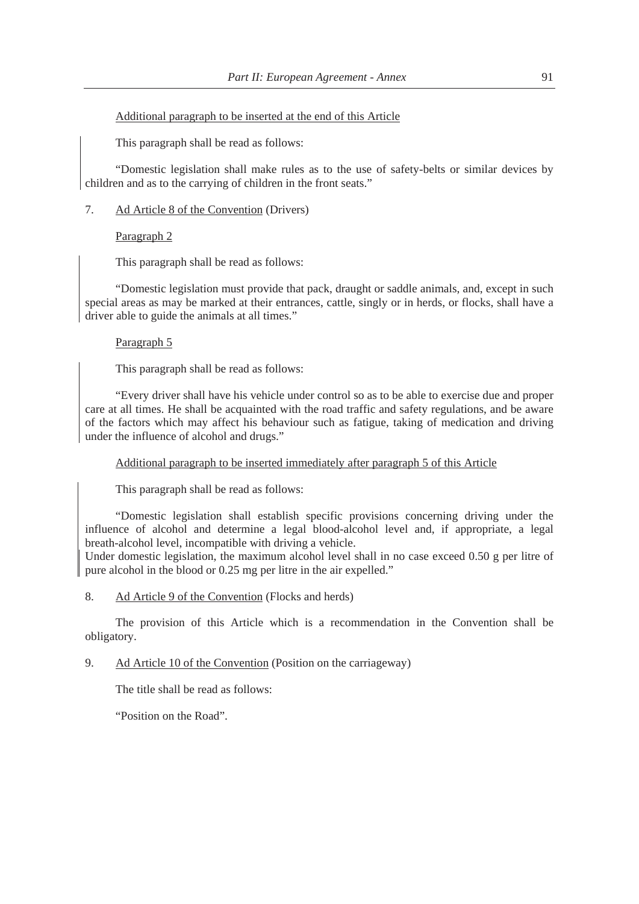<u>Additional paragraph to be inserted at the end of this Article</u>

This paragraph shall be read as follows:

"Domestic legislation shall make rules as to the use of safety-belts or similar devices by children and as to the carrying of children in the front seats."

7. <u>Ad Article 8 of the Convention</u> (Drivers)

<u>Paragraph 2</u>

This paragraph shall be read as follows:

"Domestic legislation must provide that pack, draught or saddle animals, and, except in such special areas as may be marked at their entrances, cattle, singly or in herds, or flocks, shall have a driver able to guide the animals at all times."

<u>Paragraph 5</u>

This paragraph shall be read as follows:

"Every driver shall have his vehicle under control so as to be able to exercise due and proper care at all times. He shall be acquainted with the road traffic and safety regulations, and be aware of the factors which may affect his behaviour such as fatigue, taking of medication and driving under the influence of alcohol and drugs."

<u>Additional paragraph to be inserted immediately after paragraph 5 of this Article</u>

This paragraph shall be read as follows:

"Domestic legislation shall establish specific provisions concerning driving under the influence of alcohol and determine a legal blood-alcohol level and, if appropriate, a legal breath-alcohol level, incompatible with driving a vehicle.
Under domestic legislation, the maximum alcohol level shall in no case exceed 0.50 g per litre of pure alcohol in the blood or 0.25 mg per litre in the air expelled."

8. <u>Ad Article 9 of the Convention</u> (Flocks and herds)

The provision of this Article which is a recommendation in the Convention shall be obligatory.

9. <u>Ad Article 10 of the Convention</u> (Position on the carriageway)

The title shall be read as follows:

"Position on the Road".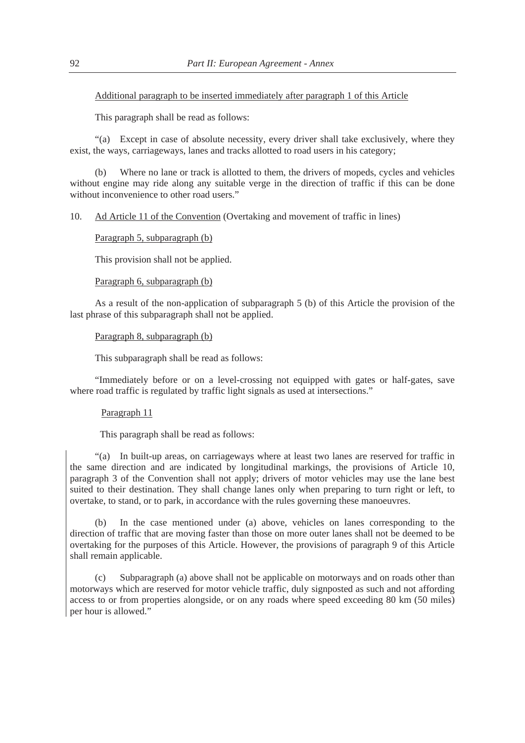Additional paragraph to be inserted immediately after paragraph 1 of this Article

This paragraph shall be read as follows:

"(a) Except in case of absolute necessity, every driver shall take exclusively, where they exist, the ways, carriageways, lanes and tracks allotted to road users in his category;

(b) Where no lane or track is allotted to them, the drivers of mopeds, cycles and vehicles without engine may ride along any suitable verge in the direction of traffic if this can be done without inconvenience to other road users."

10. Ad Article 11 of the Convention (Overtaking and movement of traffic in lines)

Paragraph 5, subparagraph (b)

This provision shall not be applied.

Paragraph 6, subparagraph (b)

As a result of the non-application of subparagraph 5 (b) of this Article the provision of the last phrase of this subparagraph shall not be applied.

Paragraph 8, subparagraph (b)

This subparagraph shall be read as follows:

"Immediately before or on a level-crossing not equipped with gates or half-gates, save where road traffic is regulated by traffic light signals as used at intersections."

Paragraph 11

This paragraph shall be read as follows:

"(a) In built-up areas, on carriageways where at least two lanes are reserved for traffic in the same direction and are indicated by longitudinal markings, the provisions of Article 10, paragraph 3 of the Convention shall not apply; drivers of motor vehicles may use the lane best suited to their destination. They shall change lanes only when preparing to turn right or left, to overtake, to stand, or to park, in accordance with the rules governing these manoeuvres.

(b) In the case mentioned under (a) above, vehicles on lanes corresponding to the direction of traffic that are moving faster than those on more outer lanes shall not be deemed to be overtaking for the purposes of this Article. However, the provisions of paragraph 9 of this Article shall remain applicable.

(c) Subparagraph (a) above shall not be applicable on motorways and on roads other than motorways which are reserved for motor vehicle traffic, duly signposted as such and not affording access to or from properties alongside, or on any roads where speed exceeding 80 km (50 miles) per hour is allowed."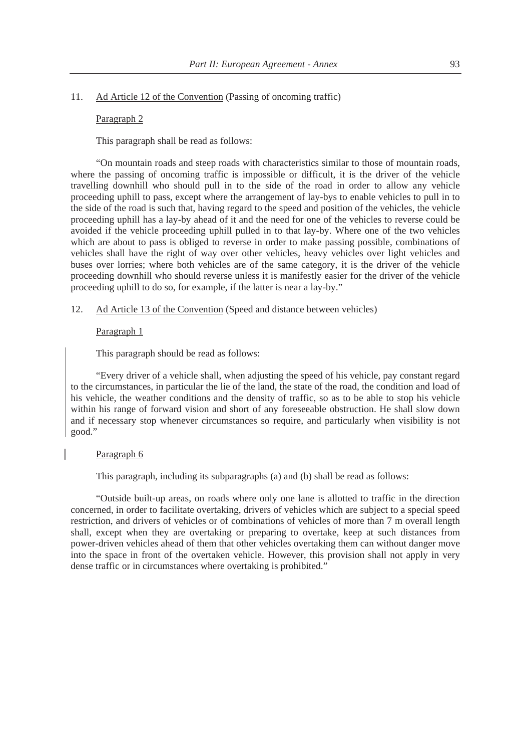11. Ad Article 12 of the Convention (Passing of oncoming traffic)

Paragraph 2

This paragraph shall be read as follows:

"On mountain roads and steep roads with characteristics similar to those of mountain roads, where the passing of oncoming traffic is impossible or difficult, it is the driver of the vehicle travelling downhill who should pull in to the side of the road in order to allow any vehicle proceeding uphill to pass, except where the arrangement of lay-bys to enable vehicles to pull in to the side of the road is such that, having regard to the speed and position of the vehicles, the vehicle proceeding uphill has a lay-by ahead of it and the need for one of the vehicles to reverse could be avoided if the vehicle proceeding uphill pulled in to that lay-by. Where one of the two vehicles which are about to pass is obliged to reverse in order to make passing possible, combinations of vehicles shall have the right of way over other vehicles, heavy vehicles over light vehicles and buses over lorries; where both vehicles are of the same category, it is the driver of the vehicle proceeding downhill who should reverse unless it is manifestly easier for the driver of the vehicle proceeding uphill to do so, for example, if the latter is near a lay-by."

12. Ad Article 13 of the Convention (Speed and distance between vehicles)

Paragraph 1

This paragraph should be read as follows:

"Every driver of a vehicle shall, when adjusting the speed of his vehicle, pay constant regard to the circumstances, in particular the lie of the land, the state of the road, the condition and load of his vehicle, the weather conditions and the density of traffic, so as to be able to stop his vehicle within his range of forward vision and short of any foreseeable obstruction. He shall slow down and if necessary stop whenever circumstances so require, and particularly when visibility is not good."

Paragraph 6

This paragraph, including its subparagraphs (a) and (b) shall be read as follows:

"Outside built-up areas, on roads where only one lane is allotted to traffic in the direction concerned, in order to facilitate overtaking, drivers of vehicles which are subject to a special speed restriction, and drivers of vehicles or of combinations of vehicles of more than 7 m overall length shall, except when they are overtaking or preparing to overtake, keep at such distances from power-driven vehicles ahead of them that other vehicles overtaking them can without danger move into the space in front of the overtaken vehicle. However, this provision shall not apply in very dense traffic or in circumstances where overtaking is prohibited."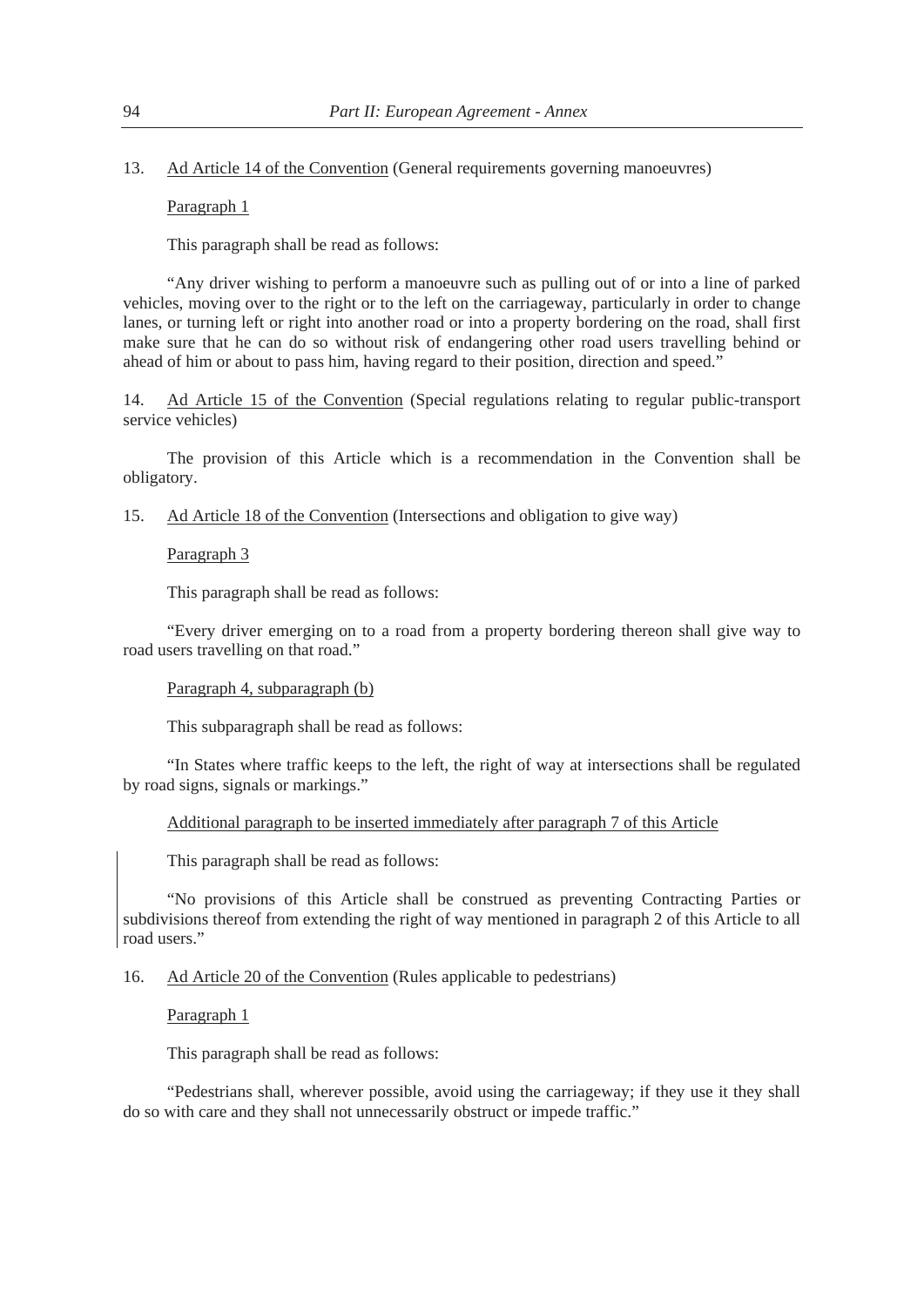13. <u>Ad Article 14 of the Convention</u> (General requirements governing manoeuvres)

<u>Paragraph 1</u>

This paragraph shall be read as follows:

"Any driver wishing to perform a manoeuvre such as pulling out of or into a line of parked vehicles, moving over to the right or to the left on the carriageway, particularly in order to change lanes, or turning left or right into another road or into a property bordering on the road, shall first make sure that he can do so without risk of endangering other road users travelling behind or ahead of him or about to pass him, having regard to their position, direction and speed."

14. <u>Ad Article 15 of the Convention</u> (Special regulations relating to regular public-transport service vehicles)

The provision of this Article which is a recommendation in the Convention shall be obligatory.

15. <u>Ad Article 18 of the Convention</u> (Intersections and obligation to give way)

<u>Paragraph 3</u>

This paragraph shall be read as follows:

"Every driver emerging on to a road from a property bordering thereon shall give way to road users travelling on that road."

<u>Paragraph 4, subparagraph (b)</u>

This subparagraph shall be read as follows:

"In States where traffic keeps to the left, the right of way at intersections shall be regulated by road signs, signals or markings."

<u>Additional paragraph to be inserted immediately after paragraph 7 of this Article</u>

This paragraph shall be read as follows:

"No provisions of this Article shall be construed as preventing Contracting Parties or subdivisions thereof from extending the right of way mentioned in paragraph 2 of this Article to all road users."

16. <u>Ad Article 20 of the Convention</u> (Rules applicable to pedestrians)

<u>Paragraph 1</u>

This paragraph shall be read as follows:

"Pedestrians shall, wherever possible, avoid using the carriageway; if they use it they shall do so with care and they shall not unnecessarily obstruct or impede traffic."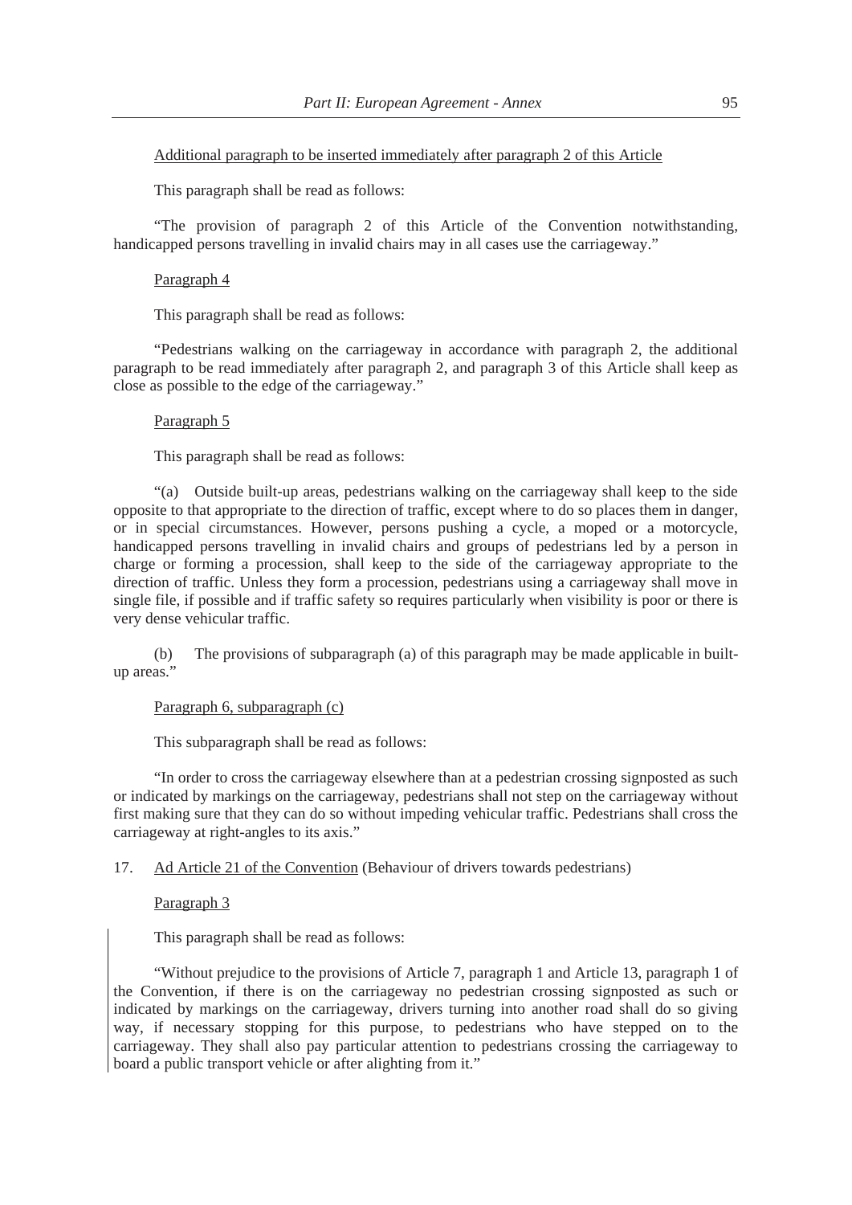Additional paragraph to be inserted immediately after paragraph 2 of this Article

This paragraph shall be read as follows:

"The provision of paragraph 2 of this Article of the Convention notwithstanding, handicapped persons travelling in invalid chairs may in all cases use the carriageway."

Paragraph 4

This paragraph shall be read as follows:

"Pedestrians walking on the carriageway in accordance with paragraph 2, the additional paragraph to be read immediately after paragraph 2, and paragraph 3 of this Article shall keep as close as possible to the edge of the carriageway."

Paragraph 5

This paragraph shall be read as follows:

"(a) Outside built-up areas, pedestrians walking on the carriageway shall keep to the side opposite to that appropriate to the direction of traffic, except where to do so places them in danger, or in special circumstances. However, persons pushing a cycle, a moped or a motorcycle, handicapped persons travelling in invalid chairs and groups of pedestrians led by a person in charge or forming a procession, shall keep to the side of the carriageway appropriate to the direction of traffic. Unless they form a procession, pedestrians using a carriageway shall move in single file, if possible and if traffic safety so requires particularly when visibility is poor or there is very dense vehicular traffic.

(b) The provisions of subparagraph (a) of this paragraph may be made applicable in built-up areas."

Paragraph 6, subparagraph (c)

This subparagraph shall be read as follows:

"In order to cross the carriageway elsewhere than at a pedestrian crossing signposted as such or indicated by markings on the carriageway, pedestrians shall not step on the carriageway without first making sure that they can do so without impeding vehicular traffic. Pedestrians shall cross the carriageway at right-angles to its axis."

17. Ad Article 21 of the Convention (Behaviour of drivers towards pedestrians)

Paragraph 3

This paragraph shall be read as follows:

"Without prejudice to the provisions of Article 7, paragraph 1 and Article 13, paragraph 1 of the Convention, if there is on the carriageway no pedestrian crossing signposted as such or indicated by markings on the carriageway, drivers turning into another road shall do so giving way, if necessary stopping for this purpose, to pedestrians who have stepped on to the carriageway. They shall also pay particular attention to pedestrians crossing the carriageway to board a public transport vehicle or after alighting from it."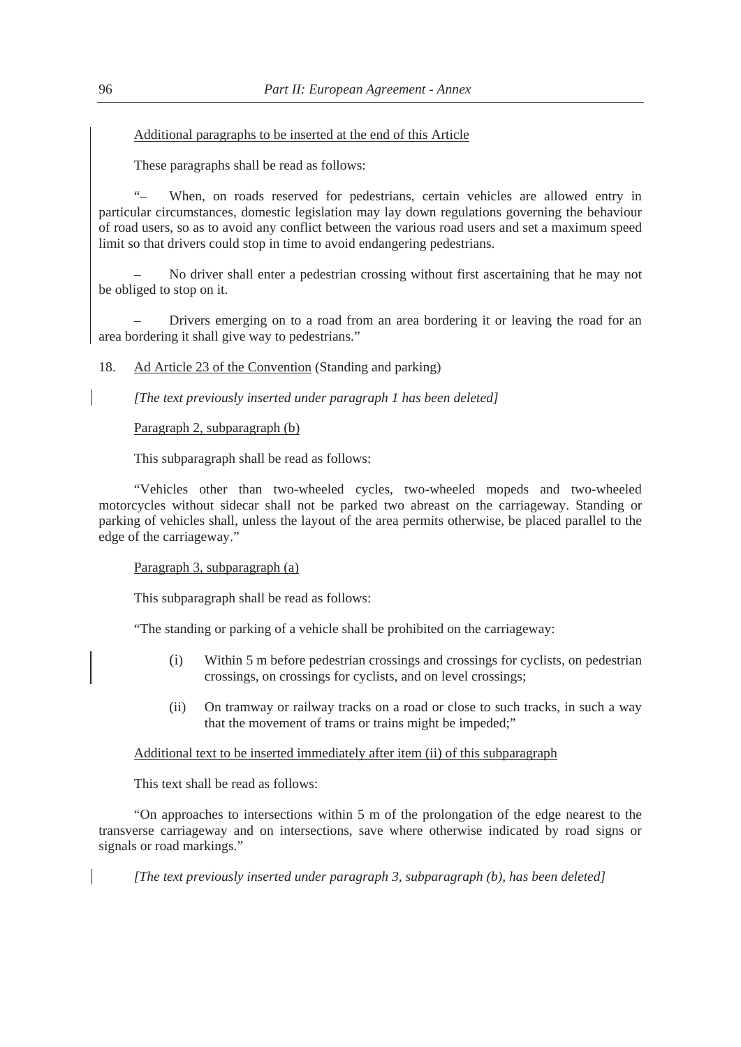Additional paragraphs to be inserted at the end of this Article

These paragraphs shall be read as follows:

"– When, on roads reserved for pedestrians, certain vehicles are allowed entry in particular circumstances, domestic legislation may lay down regulations governing the behaviour of road users, so as to avoid any conflict between the various road users and set a maximum speed limit so that drivers could stop in time to avoid endangering pedestrians.

– No driver shall enter a pedestrian crossing without first ascertaining that he may not be obliged to stop on it.

– Drivers emerging on to a road from an area bordering it or leaving the road for an area bordering it shall give way to pedestrians."

18. Ad Article 23 of the Convention (Standing and parking)

*[The text previously inserted under paragraph 1 has been deleted]*

Paragraph 2, subparagraph (b)

This subparagraph shall be read as follows:

"Vehicles other than two-wheeled cycles, two-wheeled mopeds and two-wheeled motorcycles without sidecar shall not be parked two abreast on the carriageway. Standing or parking of vehicles shall, unless the layout of the area permits otherwise, be placed parallel to the edge of the carriageway."

Paragraph 3, subparagraph (a)

This subparagraph shall be read as follows:

"The standing or parking of a vehicle shall be prohibited on the carriageway:

(i) Within 5 m before pedestrian crossings and crossings for cyclists, on pedestrian crossings, on crossings for cyclists, and on level crossings;

(ii) On tramway or railway tracks on a road or close to such tracks, in such a way that the movement of trams or trains might be impeded;"

Additional text to be inserted immediately after item (ii) of this subparagraph

This text shall be read as follows:

"On approaches to intersections within 5 m of the prolongation of the edge nearest to the transverse carriageway and on intersections, save where otherwise indicated by road signs or signals or road markings."

*[The text previously inserted under paragraph 3, subparagraph (b), has been deleted]*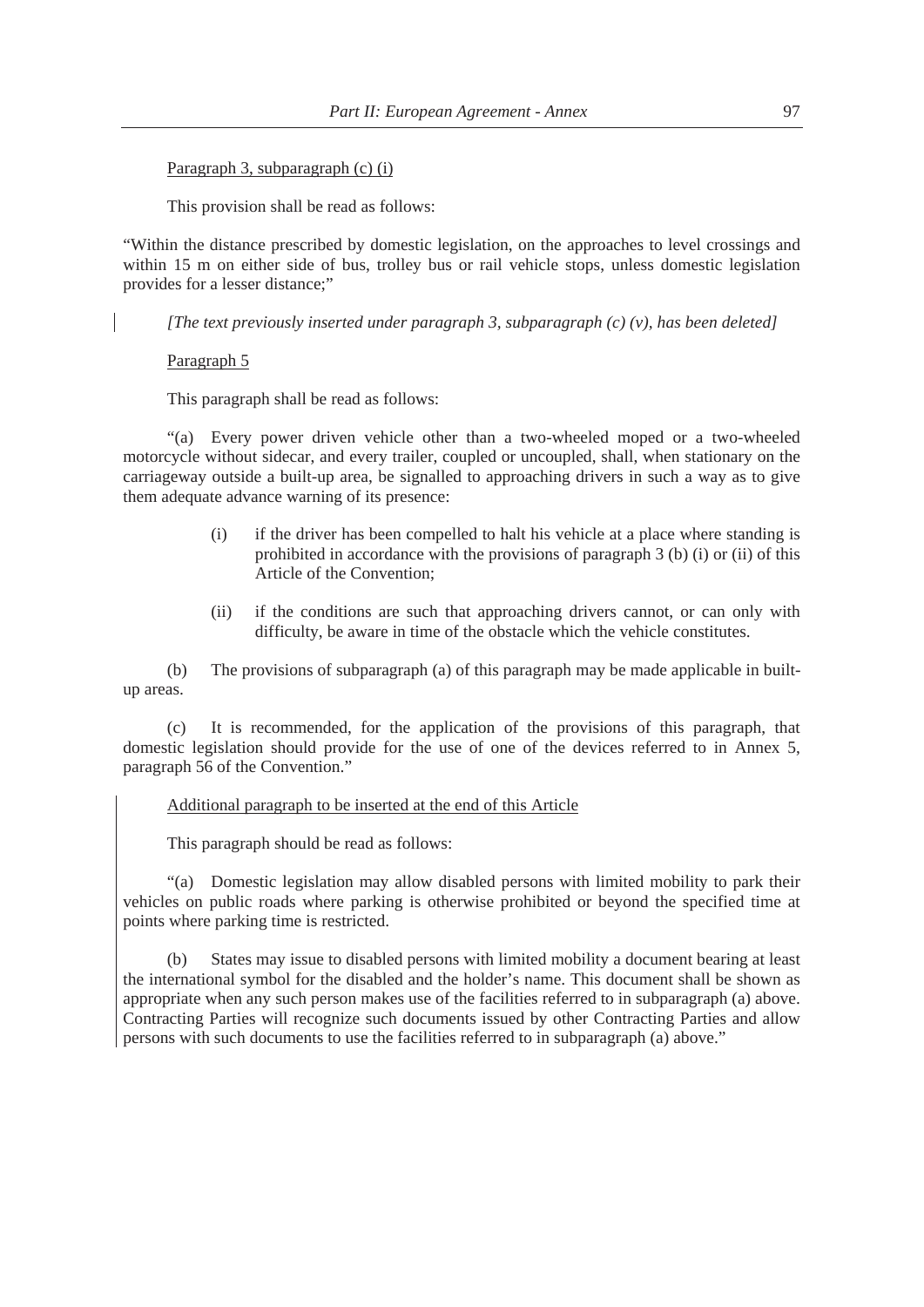Paragraph 3, subparagraph (c) (i)

This provision shall be read as follows:

"Within the distance prescribed by domestic legislation, on the approaches to level crossings and within 15 m on either side of bus, trolley bus or rail vehicle stops, unless domestic legislation provides for a lesser distance;"

*[The text previously inserted under paragraph 3, subparagraph (c) (v), has been deleted]*

Paragraph 5

This paragraph shall be read as follows:

"(a) Every power driven vehicle other than a two-wheeled moped or a two-wheeled motorcycle without sidecar, and every trailer, coupled or uncoupled, shall, when stationary on the carriageway outside a built-up area, be signalled to approaching drivers in such a way as to give them adequate advance warning of its presence:

(i) if the driver has been compelled to halt his vehicle at a place where standing is prohibited in accordance with the provisions of paragraph 3 (b) (i) or (ii) of this Article of the Convention;

(ii) if the conditions are such that approaching drivers cannot, or can only with difficulty, be aware in time of the obstacle which the vehicle constitutes.

(b) The provisions of subparagraph (a) of this paragraph may be made applicable in built-up areas.

(c) It is recommended, for the application of the provisions of this paragraph, that domestic legislation should provide for the use of one of the devices referred to in Annex 5, paragraph 56 of the Convention."

Additional paragraph to be inserted at the end of this Article

This paragraph should be read as follows:

"(a) Domestic legislation may allow disabled persons with limited mobility to park their vehicles on public roads where parking is otherwise prohibited or beyond the specified time at points where parking time is restricted.

(b) States may issue to disabled persons with limited mobility a document bearing at least the international symbol for the disabled and the holder's name. This document shall be shown as appropriate when any such person makes use of the facilities referred to in subparagraph (a) above. Contracting Parties will recognize such documents issued by other Contracting Parties and allow persons with such documents to use the facilities referred to in subparagraph (a) above."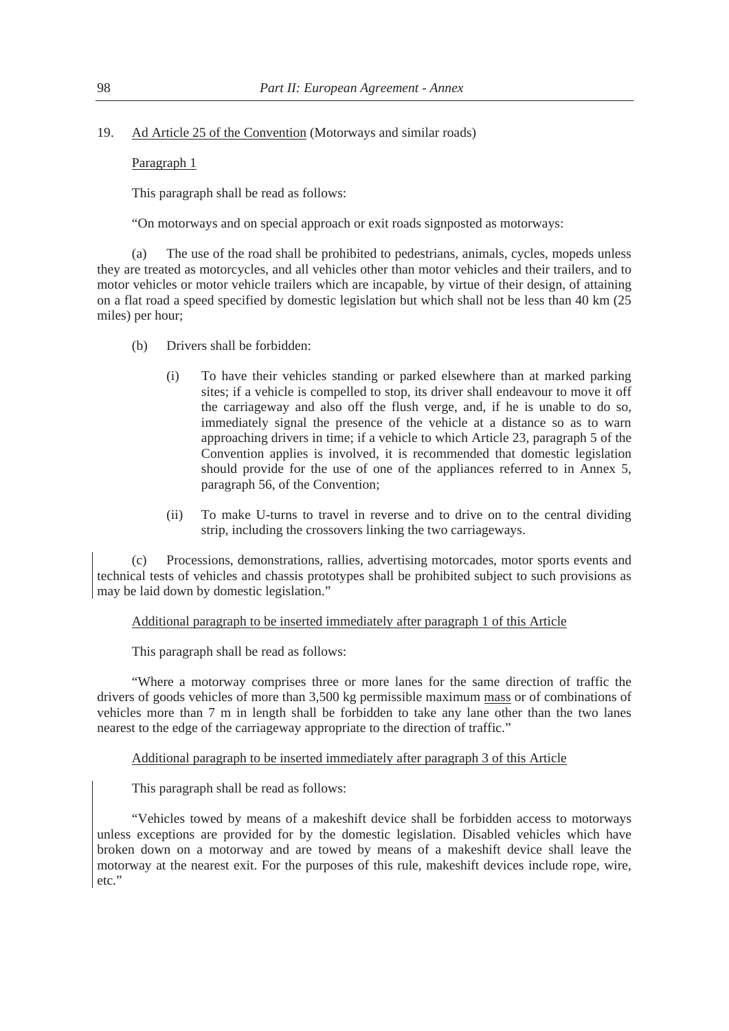19. Ad Article 25 of the Convention (Motorways and similar roads)

Paragraph 1

This paragraph shall be read as follows:

"On motorways and on special approach or exit roads signposted as motorways:

(a) The use of the road shall be prohibited to pedestrians, animals, cycles, mopeds unless they are treated as motorcycles, and all vehicles other than motor vehicles and their trailers, and to motor vehicles or motor vehicle trailers which are incapable, by virtue of their design, of attaining on a flat road a speed specified by domestic legislation but which shall not be less than 40 km (25 miles) per hour;

(b) Drivers shall be forbidden:

(i) To have their vehicles standing or parked elsewhere than at marked parking sites; if a vehicle is compelled to stop, its driver shall endeavour to move it off the carriageway and also off the flush verge, and, if he is unable to do so, immediately signal the presence of the vehicle at a distance so as to warn approaching drivers in time; if a vehicle to which Article 23, paragraph 5 of the Convention applies is involved, it is recommended that domestic legislation should provide for the use of one of the appliances referred to in Annex 5, paragraph 56, of the Convention;

(ii) To make U-turns to travel in reverse and to drive on to the central dividing strip, including the crossovers linking the two carriageways.

(c) Processions, demonstrations, rallies, advertising motorcades, motor sports events and technical tests of vehicles and chassis prototypes shall be prohibited subject to such provisions as may be laid down by domestic legislation."

Additional paragraph to be inserted immediately after paragraph 1 of this Article

This paragraph shall be read as follows:

"Where a motorway comprises three or more lanes for the same direction of traffic the drivers of goods vehicles of more than 3,500 kg permissible maximum mass or of combinations of vehicles more than 7 m in length shall be forbidden to take any lane other than the two lanes nearest to the edge of the carriageway appropriate to the direction of traffic."

Additional paragraph to be inserted immediately after paragraph 3 of this Article

This paragraph shall be read as follows:

"Vehicles towed by means of a makeshift device shall be forbidden access to motorways unless exceptions are provided for by the domestic legislation. Disabled vehicles which have broken down on a motorway and are towed by means of a makeshift device shall leave the motorway at the nearest exit. For the purposes of this rule, makeshift devices include rope, wire, etc."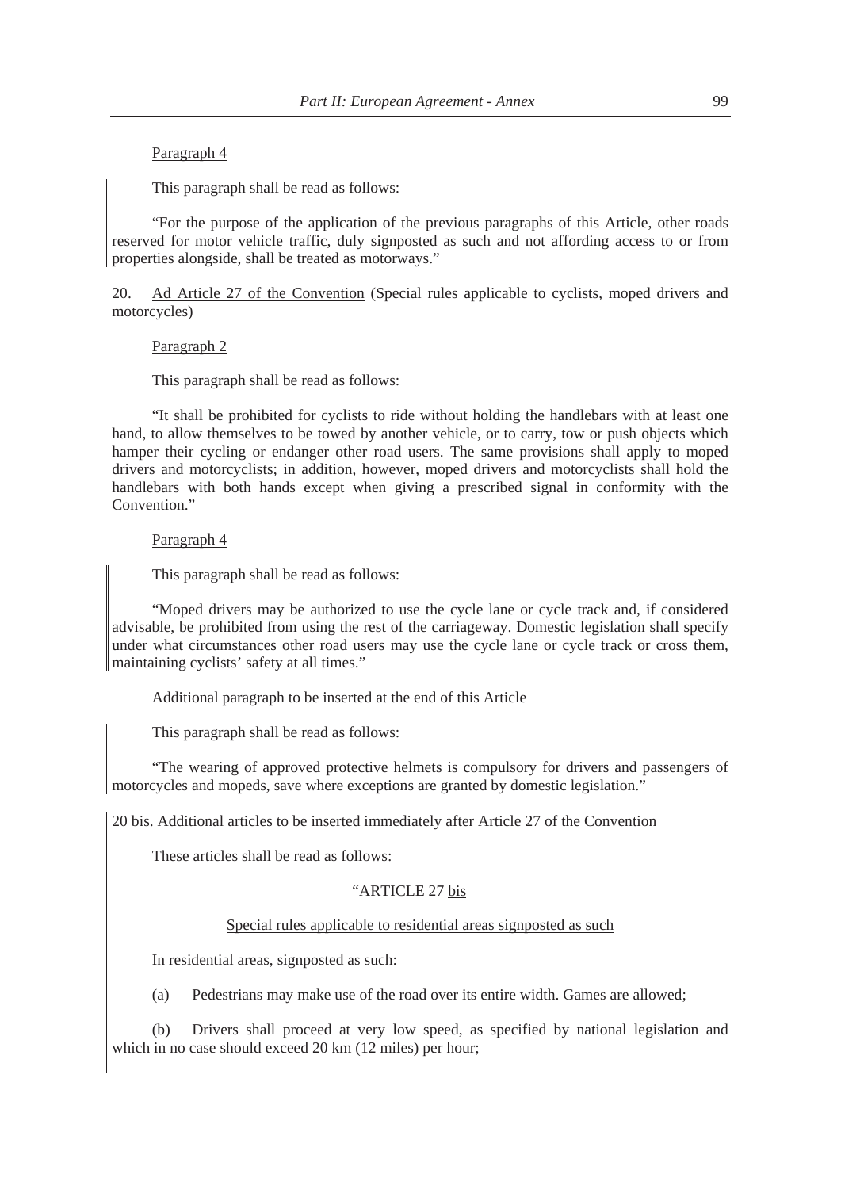Paragraph 4

This paragraph shall be read as follows:

"For the purpose of the application of the previous paragraphs of this Article, other roads reserved for motor vehicle traffic, duly signposted as such and not affording access to or from properties alongside, shall be treated as motorways."

20. Ad Article 27 of the Convention (Special rules applicable to cyclists, moped drivers and motorcycles)

Paragraph 2

This paragraph shall be read as follows:

"It shall be prohibited for cyclists to ride without holding the handlebars with at least one hand, to allow themselves to be towed by another vehicle, or to carry, tow or push objects which hamper their cycling or endanger other road users. The same provisions shall apply to moped drivers and motorcyclists; in addition, however, moped drivers and motorcyclists shall hold the handlebars with both hands except when giving a prescribed signal in conformity with the Convention."

Paragraph 4

This paragraph shall be read as follows:

"Moped drivers may be authorized to use the cycle lane or cycle track and, if considered advisable, be prohibited from using the rest of the carriageway. Domestic legislation shall specify under what circumstances other road users may use the cycle lane or cycle track or cross them, maintaining cyclists' safety at all times."

Additional paragraph to be inserted at the end of this Article

This paragraph shall be read as follows:

"The wearing of approved protective helmets is compulsory for drivers and passengers of motorcycles and mopeds, save where exceptions are granted by domestic legislation."

20 bis. Additional articles to be inserted immediately after Article 27 of the Convention

These articles shall be read as follows:

"ARTICLE 27 bis

Special rules applicable to residential areas signposted as such

In residential areas, signposted as such:

(a) Pedestrians may make use of the road over its entire width. Games are allowed;

(b) Drivers shall proceed at very low speed, as specified by national legislation and which in no case should exceed 20 km (12 miles) per hour;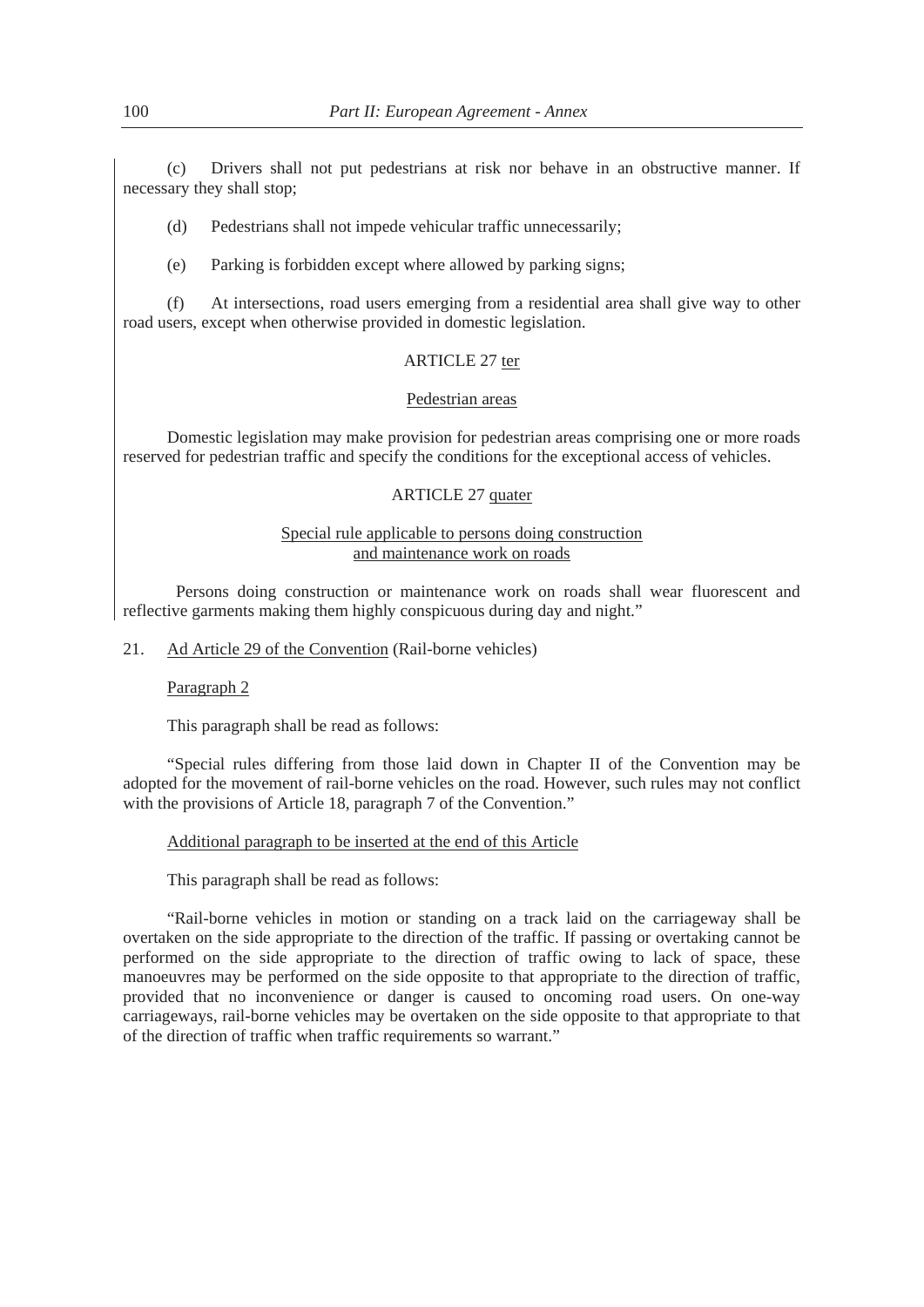(c) Drivers shall not put pedestrians at risk nor behave in an obstructive manner. If necessary they shall stop;

(d) Pedestrians shall not impede vehicular traffic unnecessarily;

(e) Parking is forbidden except where allowed by parking signs;

(f) At intersections, road users emerging from a residential area shall give way to other road users, except when otherwise provided in domestic legislation.

ARTICLE 27 ter

Pedestrian areas

Domestic legislation may make provision for pedestrian areas comprising one or more roads reserved for pedestrian traffic and specify the conditions for the exceptional access of vehicles.

ARTICLE 27 quater

Special rule applicable to persons doing construction and maintenance work on roads

Persons doing construction or maintenance work on roads shall wear fluorescent and reflective garments making them highly conspicuous during day and night."

21. Ad Article 29 of the Convention (Rail-borne vehicles)

Paragraph 2

This paragraph shall be read as follows:

"Special rules differing from those laid down in Chapter II of the Convention may be adopted for the movement of rail-borne vehicles on the road. However, such rules may not conflict with the provisions of Article 18, paragraph 7 of the Convention."

Additional paragraph to be inserted at the end of this Article

This paragraph shall be read as follows:

"Rail-borne vehicles in motion or standing on a track laid on the carriageway shall be overtaken on the side appropriate to the direction of the traffic. If passing or overtaking cannot be performed on the side appropriate to the direction of traffic owing to lack of space, these manoeuvres may be performed on the side opposite to that appropriate to the direction of traffic, provided that no inconvenience or danger is caused to oncoming road users. On one-way carriageways, rail-borne vehicles may be overtaken on the side opposite to that appropriate to that of the direction of traffic when traffic requirements so warrant."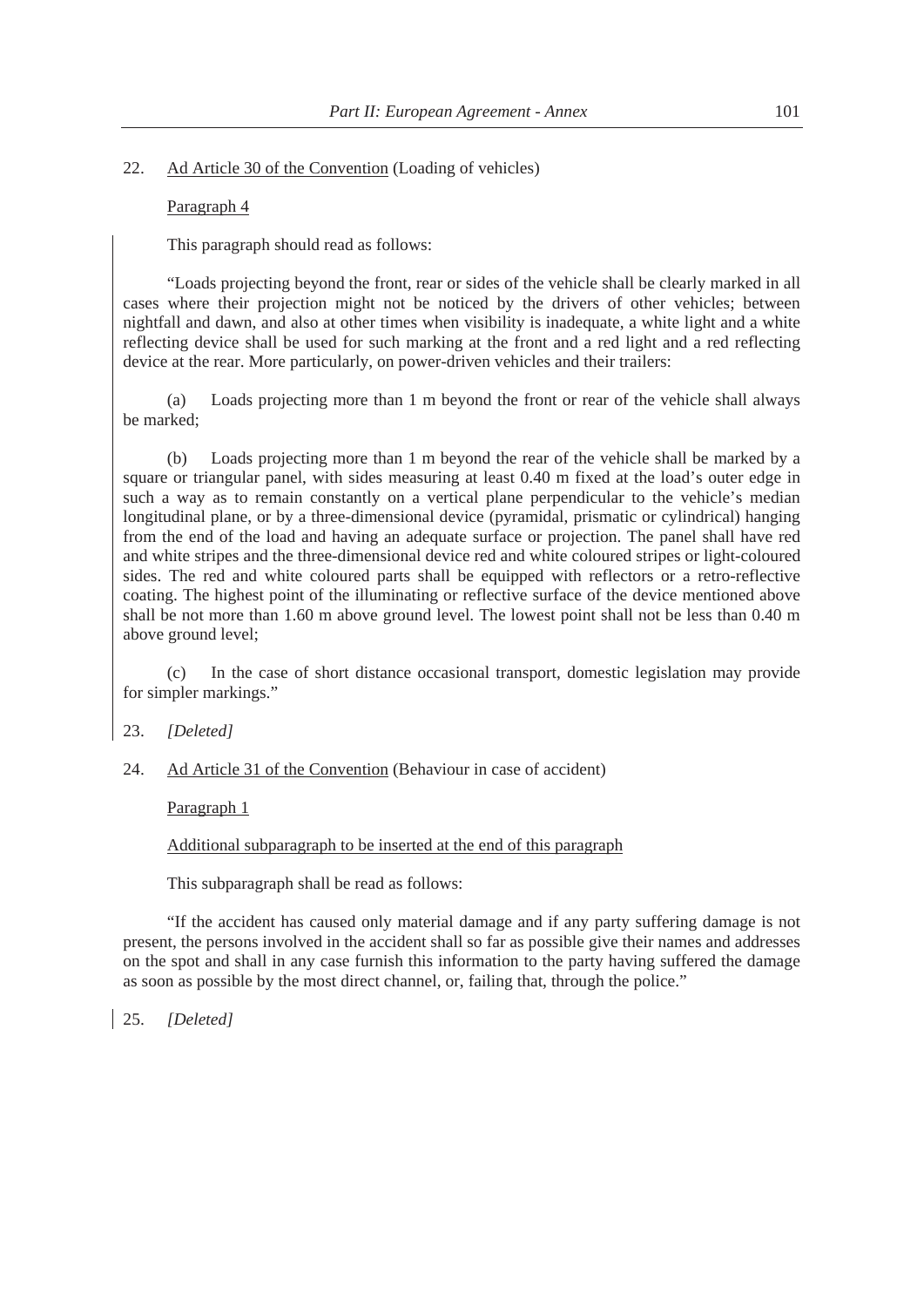22. Ad Article 30 of the Convention (Loading of vehicles)

Paragraph 4

This paragraph should read as follows:

"Loads projecting beyond the front, rear or sides of the vehicle shall be clearly marked in all cases where their projection might not be noticed by the drivers of other vehicles; between nightfall and dawn, and also at other times when visibility is inadequate, a white light and a white reflecting device shall be used for such marking at the front and a red light and a red reflecting device at the rear. More particularly, on power-driven vehicles and their trailers:

(a) Loads projecting more than 1 m beyond the front or rear of the vehicle shall always be marked;

(b) Loads projecting more than 1 m beyond the rear of the vehicle shall be marked by a square or triangular panel, with sides measuring at least 0.40 m fixed at the load's outer edge in such a way as to remain constantly on a vertical plane perpendicular to the vehicle's median longitudinal plane, or by a three-dimensional device (pyramidal, prismatic or cylindrical) hanging from the end of the load and having an adequate surface or projection. The panel shall have red and white stripes and the three-dimensional device red and white coloured stripes or light-coloured sides. The red and white coloured parts shall be equipped with reflectors or a retro-reflective coating. The highest point of the illuminating or reflective surface of the device mentioned above shall be not more than 1.60 m above ground level. The lowest point shall not be less than 0.40 m above ground level;

(c) In the case of short distance occasional transport, domestic legislation may provide for simpler markings."

23. *[Deleted]*

24. Ad Article 31 of the Convention (Behaviour in case of accident)

Paragraph 1

Additional subparagraph to be inserted at the end of this paragraph

This subparagraph shall be read as follows:

"If the accident has caused only material damage and if any party suffering damage is not present, the persons involved in the accident shall so far as possible give their names and addresses on the spot and shall in any case furnish this information to the party having suffered the damage as soon as possible by the most direct channel, or, failing that, through the police."

25. *[Deleted]*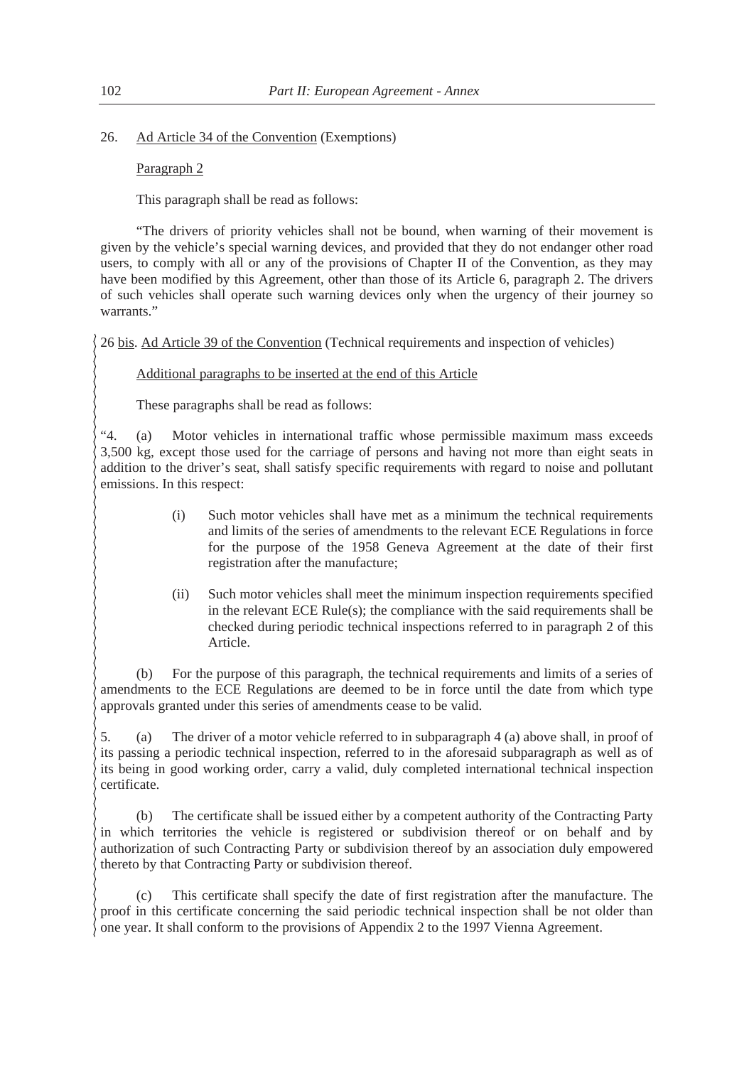26. Ad Article 34 of the Convention (Exemptions)

Paragraph 2

This paragraph shall be read as follows:

"The drivers of priority vehicles shall not be bound, when warning of their movement is given by the vehicle's special warning devices, and provided that they do not endanger other road users, to comply with all or any of the provisions of Chapter II of the Convention, as they may have been modified by this Agreement, other than those of its Article 6, paragraph 2. The drivers of such vehicles shall operate such warning devices only when the urgency of their journey so warrants."

26 bis. Ad Article 39 of the Convention (Technical requirements and inspection of vehicles)

Additional paragraphs to be inserted at the end of this Article

These paragraphs shall be read as follows:

"4. (a) Motor vehicles in international traffic whose permissible maximum mass exceeds 3,500 kg, except those used for the carriage of persons and having not more than eight seats in addition to the driver's seat, shall satisfy specific requirements with regard to noise and pollutant emissions. In this respect:

(i) Such motor vehicles shall have met as a minimum the technical requirements and limits of the series of amendments to the relevant ECE Regulations in force for the purpose of the 1958 Geneva Agreement at the date of their first registration after the manufacture;

(ii) Such motor vehicles shall meet the minimum inspection requirements specified in the relevant ECE Rule(s); the compliance with the said requirements shall be checked during periodic technical inspections referred to in paragraph 2 of this Article.

(b) For the purpose of this paragraph, the technical requirements and limits of a series of amendments to the ECE Regulations are deemed to be in force until the date from which type approvals granted under this series of amendments cease to be valid.

5. (a) The driver of a motor vehicle referred to in subparagraph 4 (a) above shall, in proof of its passing a periodic technical inspection, referred to in the aforesaid subparagraph as well as of its being in good working order, carry a valid, duly completed international technical inspection certificate.

(b) The certificate shall be issued either by a competent authority of the Contracting Party in which territories the vehicle is registered or subdivision thereof or on behalf and by authorization of such Contracting Party or subdivision thereof by an association duly empowered thereto by that Contracting Party or subdivision thereof.

(c) This certificate shall specify the date of first registration after the manufacture. The proof in this certificate concerning the said periodic technical inspection shall be not older than one year. It shall conform to the provisions of Appendix 2 to the 1997 Vienna Agreement.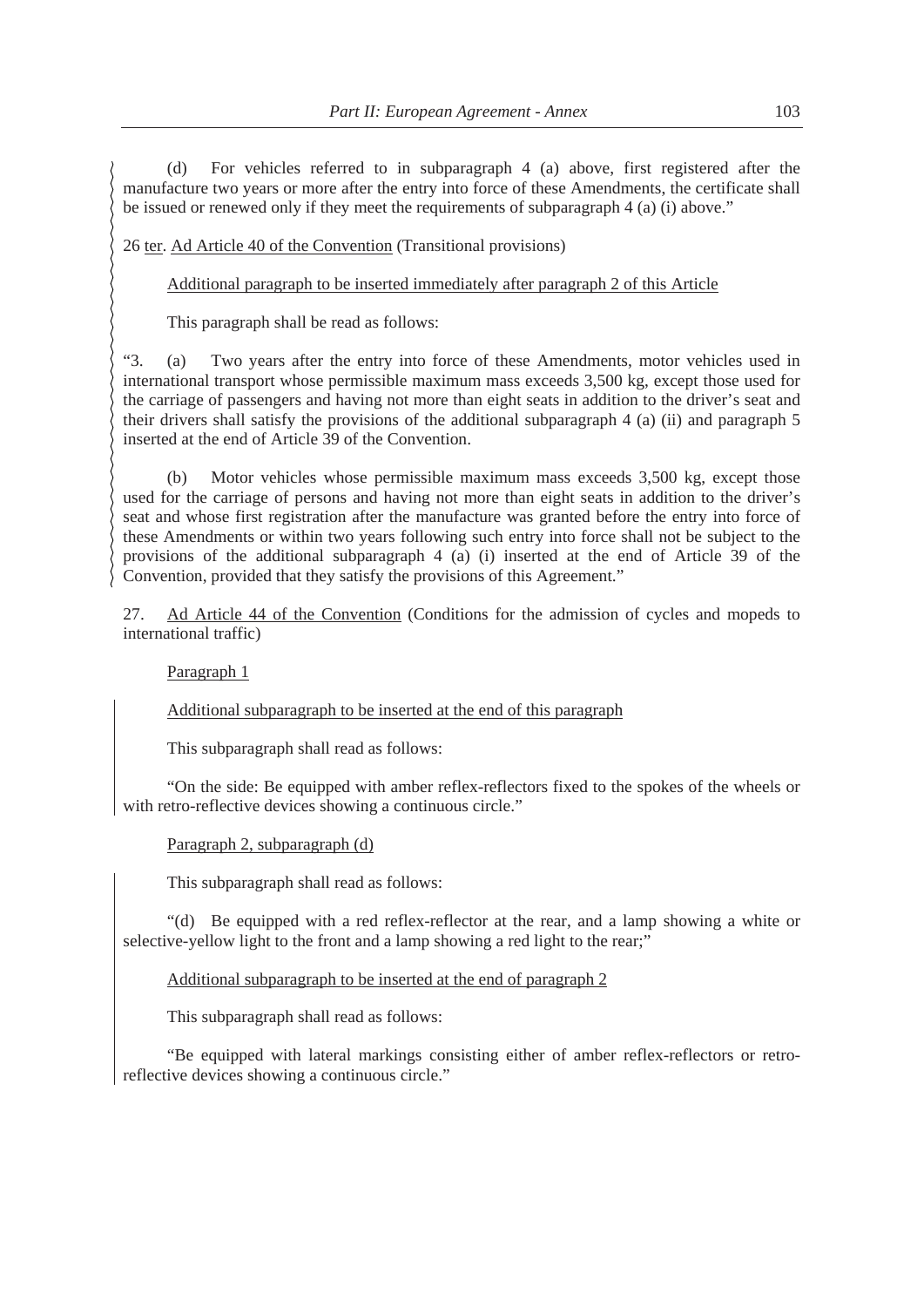(d) For vehicles referred to in subparagraph 4 (a) above, first registered after the manufacture two years or more after the entry into force of these Amendments, the certificate shall be issued or renewed only if they meet the requirements of subparagraph 4 (a) (i) above."

26 <u>ter</u>. <u>Ad Article 40 of the Convention</u> (Transitional provisions)

<u>Additional paragraph to be inserted immediately after paragraph 2 of this Article</u>

This paragraph shall be read as follows:

"3. (a) Two years after the entry into force of these Amendments, motor vehicles used in international transport whose permissible maximum mass exceeds 3,500 kg, except those used for the carriage of passengers and having not more than eight seats in addition to the driver's seat and their drivers shall satisfy the provisions of the additional subparagraph 4 (a) (ii) and paragraph 5 inserted at the end of Article 39 of the Convention.

(b) Motor vehicles whose permissible maximum mass exceeds 3,500 kg, except those used for the carriage of persons and having not more than eight seats in addition to the driver's seat and whose first registration after the manufacture was granted before the entry into force of these Amendments or within two years following such entry into force shall not be subject to the provisions of the additional subparagraph 4 (a) (i) inserted at the end of Article 39 of the Convention, provided that they satisfy the provisions of this Agreement."

27. <u>Ad Article 44 of the Convention</u> (Conditions for the admission of cycles and mopeds to international traffic)

<u>Paragraph 1</u>

<u>Additional subparagraph to be inserted at the end of this paragraph</u>

This subparagraph shall read as follows:

"On the side: Be equipped with amber reflex-reflectors fixed to the spokes of the wheels or with retro-reflective devices showing a continuous circle."

<u>Paragraph 2, subparagraph (d)</u>

This subparagraph shall read as follows:

"(d) Be equipped with a red reflex-reflector at the rear, and a lamp showing a white or selective-yellow light to the front and a lamp showing a red light to the rear;"

<u>Additional subparagraph to be inserted at the end of paragraph 2</u>

This subparagraph shall read as follows:

"Be equipped with lateral markings consisting either of amber reflex-reflectors or retro-reflective devices showing a continuous circle."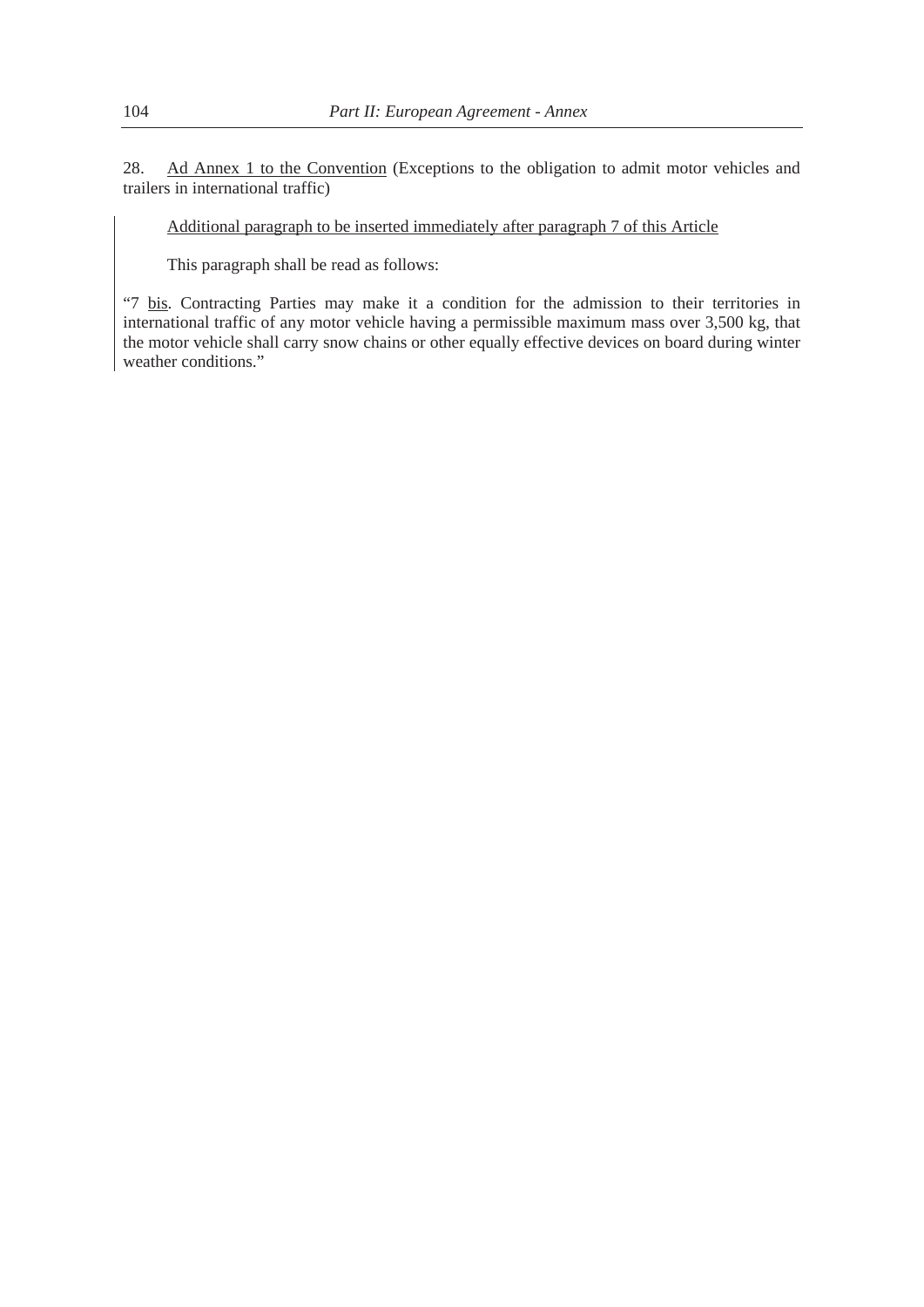28. Ad Annex 1 to the Convention (Exceptions to the obligation to admit motor vehicles and trailers in international traffic)

Additional paragraph to be inserted immediately after paragraph 7 of this Article

This paragraph shall be read as follows:

"7 bis. Contracting Parties may make it a condition for the admission to their territories in international traffic of any motor vehicle having a permissible maximum mass over 3,500 kg, that the motor vehicle shall carry snow chains or other equally effective devices on board during winter weather conditions."